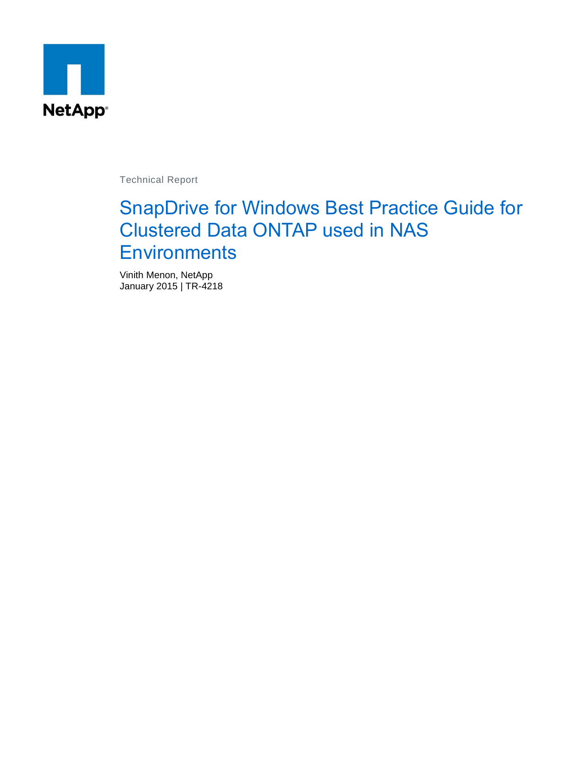NetApp

Technical Report

# SnapDrive for Windows Best Practice Guide for Clustered Data ONTAP used in NAS Environments

Vinith Menon, NetApp
January 2015 | TR-4218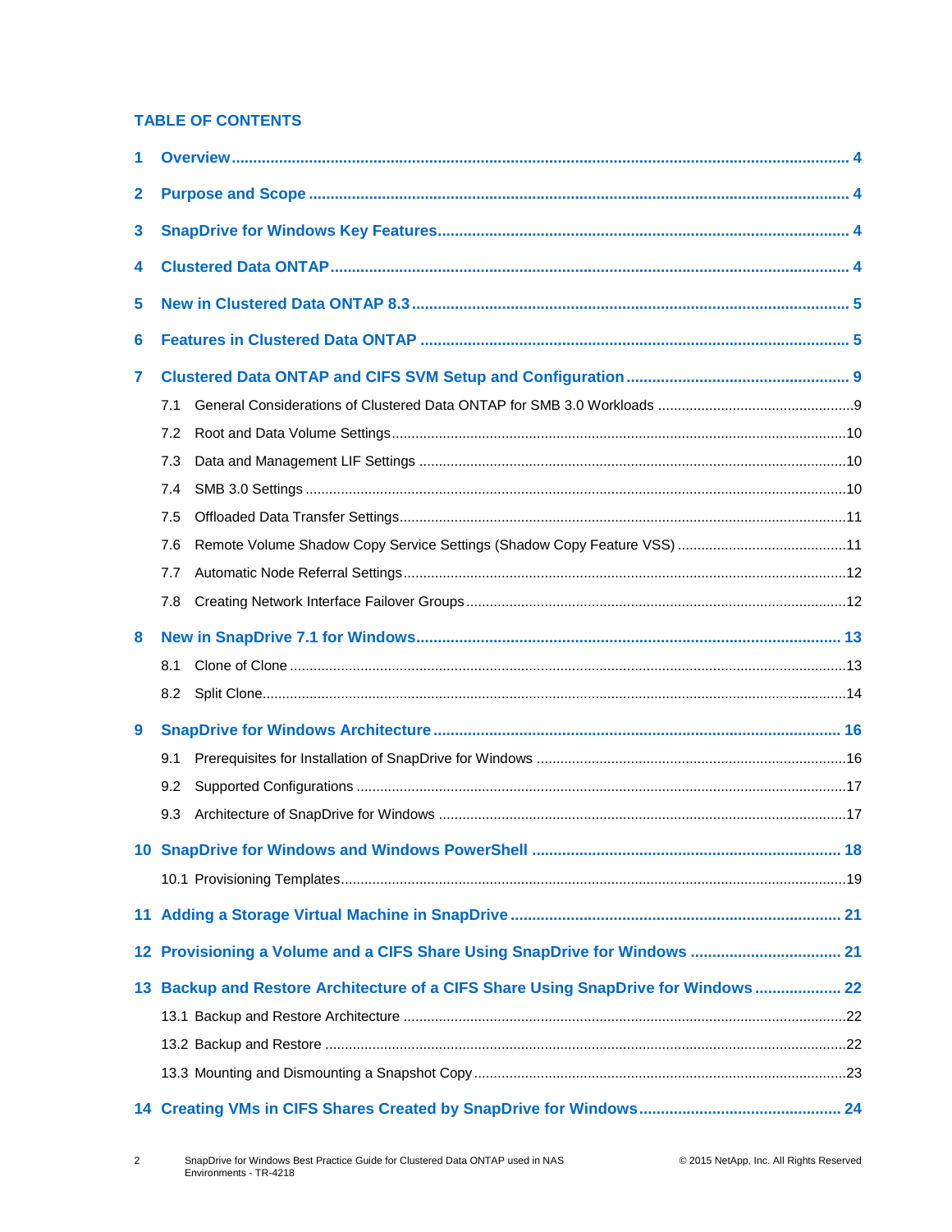## TABLE OF CONTENTS

**1 Overview** .......... 4

**2 Purpose and Scope** .......... 4

**3 SnapDrive for Windows Key Features** .......... 4

**4 Clustered Data ONTAP** .......... 4

**5 New in Clustered Data ONTAP 8.3** .......... 5

**6 Features in Clustered Data ONTAP** .......... 5

**7 Clustered Data ONTAP and CIFS SVM Setup and Configuration** .......... 9

- 7.1 General Considerations of Clustered Data ONTAP for SMB 3.0 Workloads .......... 9
- 7.2 Root and Data Volume Settings .......... 10
- 7.3 Data and Management LIF Settings .......... 10
- 7.4 SMB 3.0 Settings .......... 10
- 7.5 Offloaded Data Transfer Settings .......... 11
- 7.6 Remote Volume Shadow Copy Service Settings (Shadow Copy Feature VSS) .......... 11
- 7.7 Automatic Node Referral Settings .......... 12
- 7.8 Creating Network Interface Failover Groups .......... 12

**8 New in SnapDrive 7.1 for Windows** .......... 13

- 8.1 Clone of Clone .......... 13
- 8.2 Split Clone .......... 14

**9 SnapDrive for Windows Architecture** .......... 16

- 9.1 Prerequisites for Installation of SnapDrive for Windows .......... 16
- 9.2 Supported Configurations .......... 17
- 9.3 Architecture of SnapDrive for Windows .......... 17

**10 SnapDrive for Windows and Windows PowerShell** .......... 18

- 10.1 Provisioning Templates .......... 19

**11 Adding a Storage Virtual Machine in SnapDrive** .......... 21

**12 Provisioning a Volume and a CIFS Share Using SnapDrive for Windows** .......... 21

**13 Backup and Restore Architecture of a CIFS Share Using SnapDrive for Windows** .......... 22

- 13.1 Backup and Restore Architecture .......... 22
- 13.2 Backup and Restore .......... 22
- 13.3 Mounting and Dismounting a Snapshot Copy .......... 23

**14 Creating VMs in CIFS Shares Created by SnapDrive for Windows** .......... 24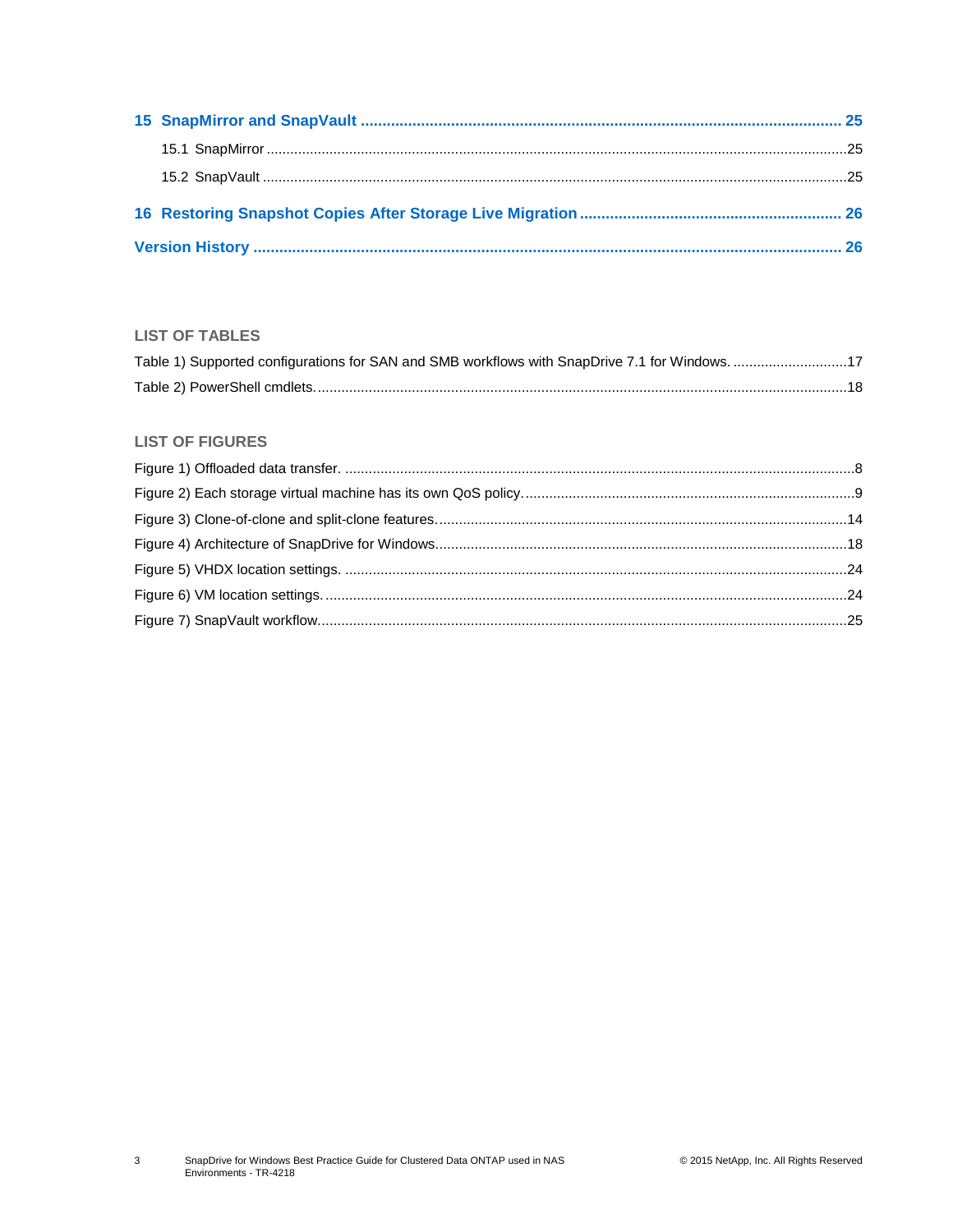**15 SnapMirror and SnapVault ........ 25**

15.1 SnapMirror ........ 25

15.2 SnapVault ........ 25

**16 Restoring Snapshot Copies After Storage Live Migration ........ 26**

**Version History ........ 26**

## LIST OF TABLES

Table 1) Supported configurations for SAN and SMB workflows with SnapDrive 7.1 for Windows. ........ 17

Table 2) PowerShell cmdlets. ........ 18

## LIST OF FIGURES

Figure 1) Offloaded data transfer. ........ 8

Figure 2) Each storage virtual machine has its own QoS policy. ........ 9

Figure 3) Clone-of-clone and split-clone features. ........ 14

Figure 4) Architecture of SnapDrive for Windows. ........ 18

Figure 5) VHDX location settings. ........ 24

Figure 6) VM location settings. ........ 24

Figure 7) SnapVault workflow. ........ 25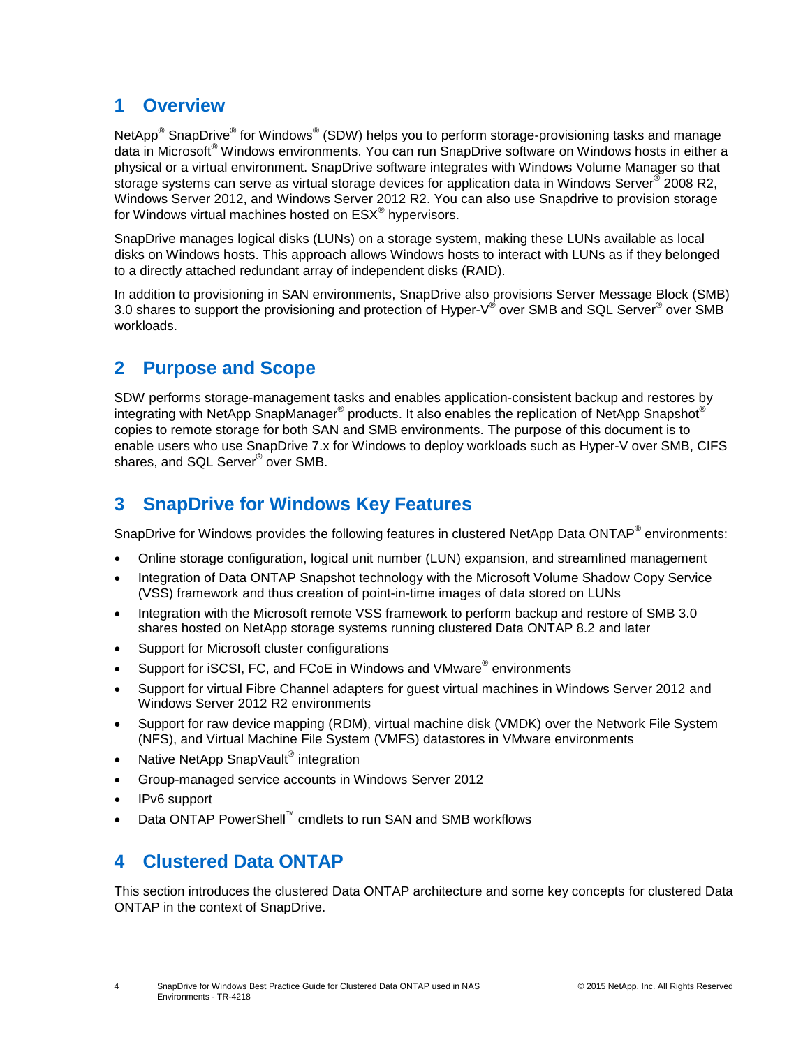# 1 Overview

NetApp® SnapDrive® for Windows® (SDW) helps you to perform storage-provisioning tasks and manage data in Microsoft® Windows environments. You can run SnapDrive software on Windows hosts in either a physical or a virtual environment. SnapDrive software integrates with Windows Volume Manager so that storage systems can serve as virtual storage devices for application data in Windows Server® 2008 R2, Windows Server 2012, and Windows Server 2012 R2. You can also use Snapdrive to provision storage for Windows virtual machines hosted on ESX® hypervisors.

SnapDrive manages logical disks (LUNs) on a storage system, making these LUNs available as local disks on Windows hosts. This approach allows Windows hosts to interact with LUNs as if they belonged to a directly attached redundant array of independent disks (RAID).

In addition to provisioning in SAN environments, SnapDrive also provisions Server Message Block (SMB) 3.0 shares to support the provisioning and protection of Hyper-V® over SMB and SQL Server® over SMB workloads.

# 2 Purpose and Scope

SDW performs storage-management tasks and enables application-consistent backup and restores by integrating with NetApp SnapManager® products. It also enables the replication of NetApp Snapshot® copies to remote storage for both SAN and SMB environments. The purpose of this document is to enable users who use SnapDrive 7.x for Windows to deploy workloads such as Hyper-V over SMB, CIFS shares, and SQL Server® over SMB.

# 3 SnapDrive for Windows Key Features

SnapDrive for Windows provides the following features in clustered NetApp Data ONTAP® environments:

- Online storage configuration, logical unit number (LUN) expansion, and streamlined management
- Integration of Data ONTAP Snapshot technology with the Microsoft Volume Shadow Copy Service (VSS) framework and thus creation of point-in-time images of data stored on LUNs
- Integration with the Microsoft remote VSS framework to perform backup and restore of SMB 3.0 shares hosted on NetApp storage systems running clustered Data ONTAP 8.2 and later
- Support for Microsoft cluster configurations
- Support for iSCSI, FC, and FCoE in Windows and VMware® environments
- Support for virtual Fibre Channel adapters for guest virtual machines in Windows Server 2012 and Windows Server 2012 R2 environments
- Support for raw device mapping (RDM), virtual machine disk (VMDK) over the Network File System (NFS), and Virtual Machine File System (VMFS) datastores in VMware environments
- Native NetApp SnapVault® integration
- Group-managed service accounts in Windows Server 2012
- IPv6 support
- Data ONTAP PowerShell™ cmdlets to run SAN and SMB workflows

# 4 Clustered Data ONTAP

This section introduces the clustered Data ONTAP architecture and some key concepts for clustered Data ONTAP in the context of SnapDrive.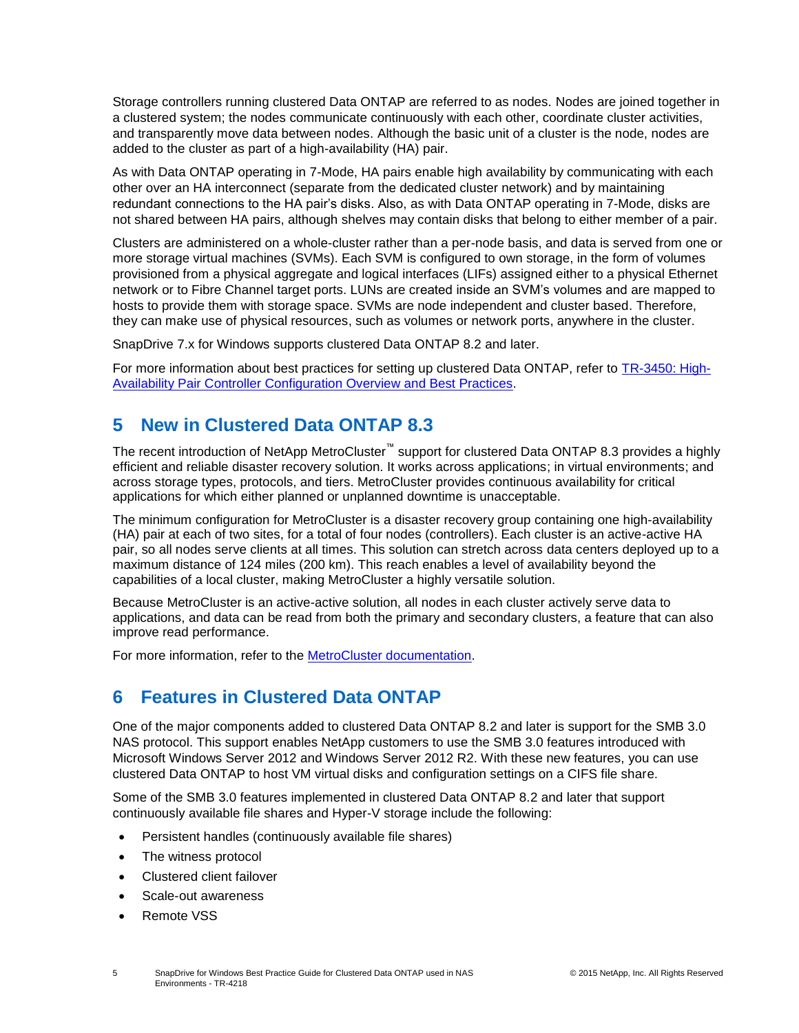Storage controllers running clustered Data ONTAP are referred to as nodes. Nodes are joined together in a clustered system; the nodes communicate continuously with each other, coordinate cluster activities, and transparently move data between nodes. Although the basic unit of a cluster is the node, nodes are added to the cluster as part of a high-availability (HA) pair.

As with Data ONTAP operating in 7-Mode, HA pairs enable high availability by communicating with each other over an HA interconnect (separate from the dedicated cluster network) and by maintaining redundant connections to the HA pair's disks. Also, as with Data ONTAP operating in 7-Mode, disks are not shared between HA pairs, although shelves may contain disks that belong to either member of a pair.

Clusters are administered on a whole-cluster rather than a per-node basis, and data is served from one or more storage virtual machines (SVMs). Each SVM is configured to own storage, in the form of volumes provisioned from a physical aggregate and logical interfaces (LIFs) assigned either to a physical Ethernet network or to Fibre Channel target ports. LUNs are created inside an SVM's volumes and are mapped to hosts to provide them with storage space. SVMs are node independent and cluster based. Therefore, they can make use of physical resources, such as volumes or network ports, anywhere in the cluster.

SnapDrive 7.x for Windows supports clustered Data ONTAP 8.2 and later.

For more information about best practices for setting up clustered Data ONTAP, refer to [TR-3450: High-Availability Pair Controller Configuration Overview and Best Practices](TR-3450: High-Availability Pair Controller Configuration Overview and Best Practices).

# 5 New in Clustered Data ONTAP 8.3

The recent introduction of NetApp MetroCluster™ support for clustered Data ONTAP 8.3 provides a highly efficient and reliable disaster recovery solution. It works across applications; in virtual environments; and across storage types, protocols, and tiers. MetroCluster provides continuous availability for critical applications for which either planned or unplanned downtime is unacceptable.

The minimum configuration for MetroCluster is a disaster recovery group containing one high-availability (HA) pair at each of two sites, for a total of four nodes (controllers). Each cluster is an active-active HA pair, so all nodes serve clients at all times. This solution can stretch across data centers deployed up to a maximum distance of 124 miles (200 km). This reach enables a level of availability beyond the capabilities of a local cluster, making MetroCluster a highly versatile solution.

Because MetroCluster is an active-active solution, all nodes in each cluster actively serve data to applications, and data can be read from both the primary and secondary clusters, a feature that can also improve read performance.

For more information, refer to the MetroCluster documentation.

# 6 Features in Clustered Data ONTAP

One of the major components added to clustered Data ONTAP 8.2 and later is support for the SMB 3.0 NAS protocol. This support enables NetApp customers to use the SMB 3.0 features introduced with Microsoft Windows Server 2012 and Windows Server 2012 R2. With these new features, you can use clustered Data ONTAP to host VM virtual disks and configuration settings on a CIFS file share.

Some of the SMB 3.0 features implemented in clustered Data ONTAP 8.2 and later that support continuously available file shares and Hyper-V storage include the following:

- Persistent handles (continuously available file shares)
- The witness protocol
- Clustered client failover
- Scale-out awareness
- Remote VSS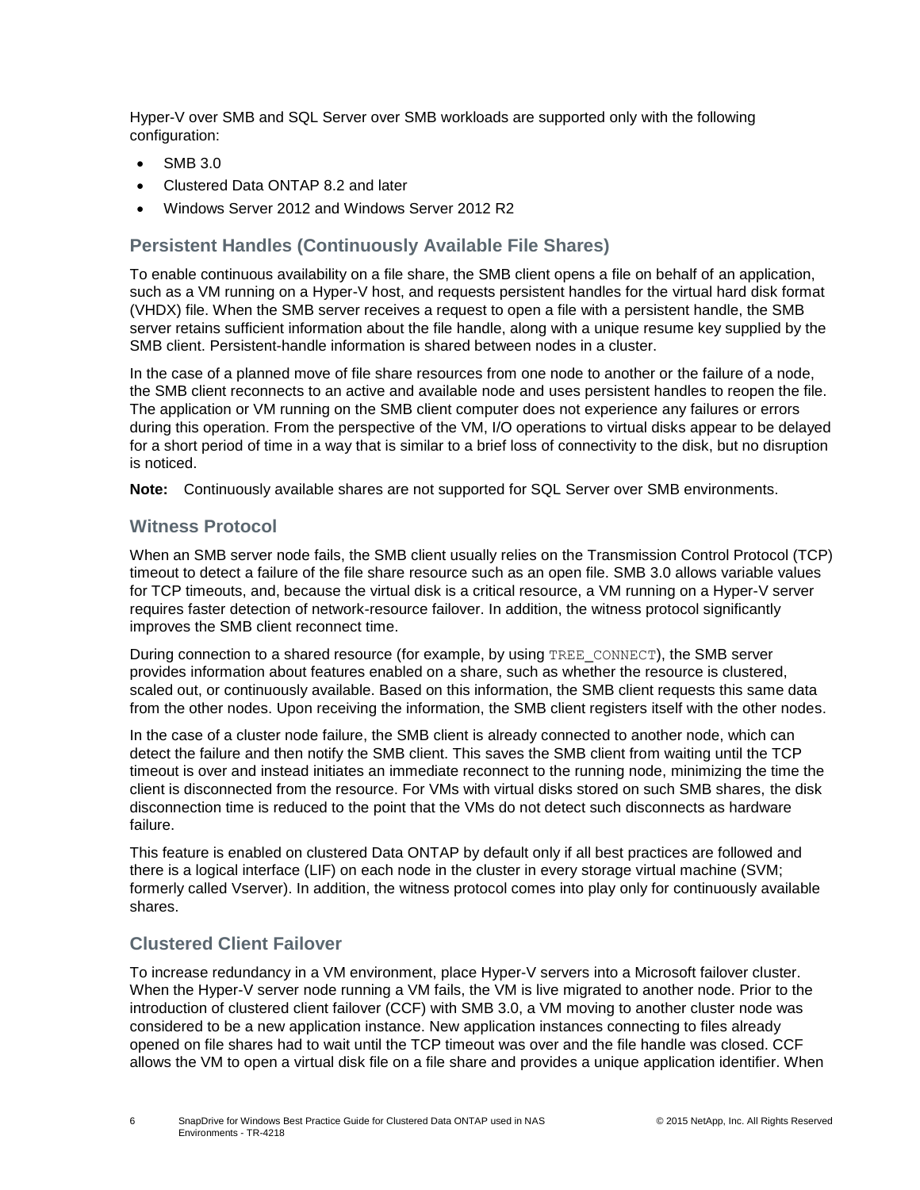Hyper-V over SMB and SQL Server over SMB workloads are supported only with the following configuration:

- SMB 3.0
- Clustered Data ONTAP 8.2 and later
- Windows Server 2012 and Windows Server 2012 R2

### Persistent Handles (Continuously Available File Shares)

To enable continuous availability on a file share, the SMB client opens a file on behalf of an application, such as a VM running on a Hyper-V host, and requests persistent handles for the virtual hard disk format (VHDX) file. When the SMB server receives a request to open a file with a persistent handle, the SMB server retains sufficient information about the file handle, along with a unique resume key supplied by the SMB client. Persistent-handle information is shared between nodes in a cluster.

In the case of a planned move of file share resources from one node to another or the failure of a node, the SMB client reconnects to an active and available node and uses persistent handles to reopen the file. The application or VM running on the SMB client computer does not experience any failures or errors during this operation. From the perspective of the VM, I/O operations to virtual disks appear to be delayed for a short period of time in a way that is similar to a brief loss of connectivity to the disk, but no disruption is noticed.

**Note:** Continuously available shares are not supported for SQL Server over SMB environments.

### Witness Protocol

When an SMB server node fails, the SMB client usually relies on the Transmission Control Protocol (TCP) timeout to detect a failure of the file share resource such as an open file. SMB 3.0 allows variable values for TCP timeouts, and, because the virtual disk is a critical resource, a VM running on a Hyper-V server requires faster detection of network-resource failover. In addition, the witness protocol significantly improves the SMB client reconnect time.

During connection to a shared resource (for example, by using `TREE_CONNECT`), the SMB server provides information about features enabled on a share, such as whether the resource is clustered, scaled out, or continuously available. Based on this information, the SMB client requests this same data from the other nodes. Upon receiving the information, the SMB client registers itself with the other nodes.

In the case of a cluster node failure, the SMB client is already connected to another node, which can detect the failure and then notify the SMB client. This saves the SMB client from waiting until the TCP timeout is over and instead initiates an immediate reconnect to the running node, minimizing the time the client is disconnected from the resource. For VMs with virtual disks stored on such SMB shares, the disk disconnection time is reduced to the point that the VMs do not detect such disconnects as hardware failure.

This feature is enabled on clustered Data ONTAP by default only if all best practices are followed and there is a logical interface (LIF) on each node in the cluster in every storage virtual machine (SVM; formerly called Vserver). In addition, the witness protocol comes into play only for continuously available shares.

### Clustered Client Failover

To increase redundancy in a VM environment, place Hyper-V servers into a Microsoft failover cluster. When the Hyper-V server node running a VM fails, the VM is live migrated to another node. Prior to the introduction of clustered client failover (CCF) with SMB 3.0, a VM moving to another cluster node was considered to be a new application instance. New application instances connecting to files already opened on file shares had to wait until the TCP timeout was over and the file handle was closed. CCF allows the VM to open a virtual disk file on a file share and provides a unique application identifier. When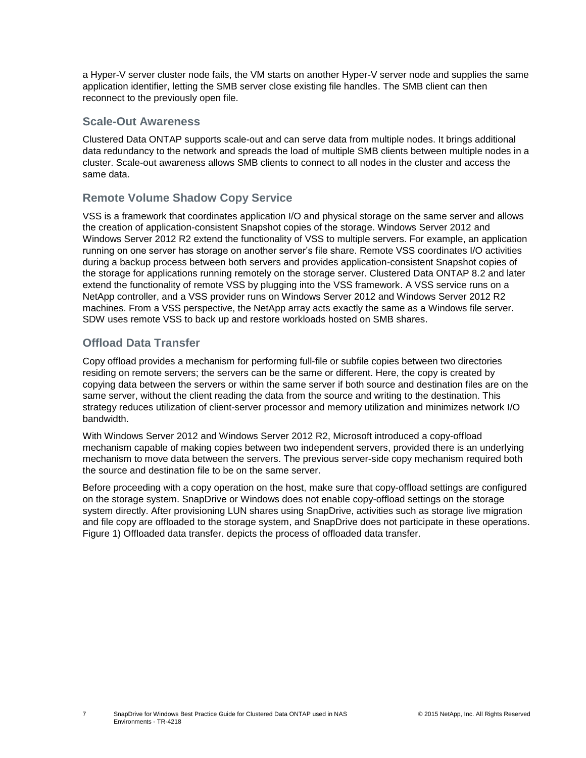a Hyper-V server cluster node fails, the VM starts on another Hyper-V server node and supplies the same application identifier, letting the SMB server close existing file handles. The SMB client can then reconnect to the previously open file.

### Scale-Out Awareness

Clustered Data ONTAP supports scale-out and can serve data from multiple nodes. It brings additional data redundancy to the network and spreads the load of multiple SMB clients between multiple nodes in a cluster. Scale-out awareness allows SMB clients to connect to all nodes in the cluster and access the same data.

### Remote Volume Shadow Copy Service

VSS is a framework that coordinates application I/O and physical storage on the same server and allows the creation of application-consistent Snapshot copies of the storage. Windows Server 2012 and Windows Server 2012 R2 extend the functionality of VSS to multiple servers. For example, an application running on one server has storage on another server's file share. Remote VSS coordinates I/O activities during a backup process between both servers and provides application-consistent Snapshot copies of the storage for applications running remotely on the storage server. Clustered Data ONTAP 8.2 and later extend the functionality of remote VSS by plugging into the VSS framework. A VSS service runs on a NetApp controller, and a VSS provider runs on Windows Server 2012 and Windows Server 2012 R2 machines. From a VSS perspective, the NetApp array acts exactly the same as a Windows file server. SDW uses remote VSS to back up and restore workloads hosted on SMB shares.

### Offload Data Transfer

Copy offload provides a mechanism for performing full-file or subfile copies between two directories residing on remote servers; the servers can be the same or different. Here, the copy is created by copying data between the servers or within the same server if both source and destination files are on the same server, without the client reading the data from the source and writing to the destination. This strategy reduces utilization of client-server processor and memory utilization and minimizes network I/O bandwidth.

With Windows Server 2012 and Windows Server 2012 R2, Microsoft introduced a copy-offload mechanism capable of making copies between two independent servers, provided there is an underlying mechanism to move data between the servers. The previous server-side copy mechanism required both the source and destination file to be on the same server.

Before proceeding with a copy operation on the host, make sure that copy-offload settings are configured on the storage system. SnapDrive or Windows does not enable copy-offload settings on the storage system directly. After provisioning LUN shares using SnapDrive, activities such as storage live migration and file copy are offloaded to the storage system, and SnapDrive does not participate in these operations. Figure 1) Offloaded data transfer. depicts the process of offloaded data transfer.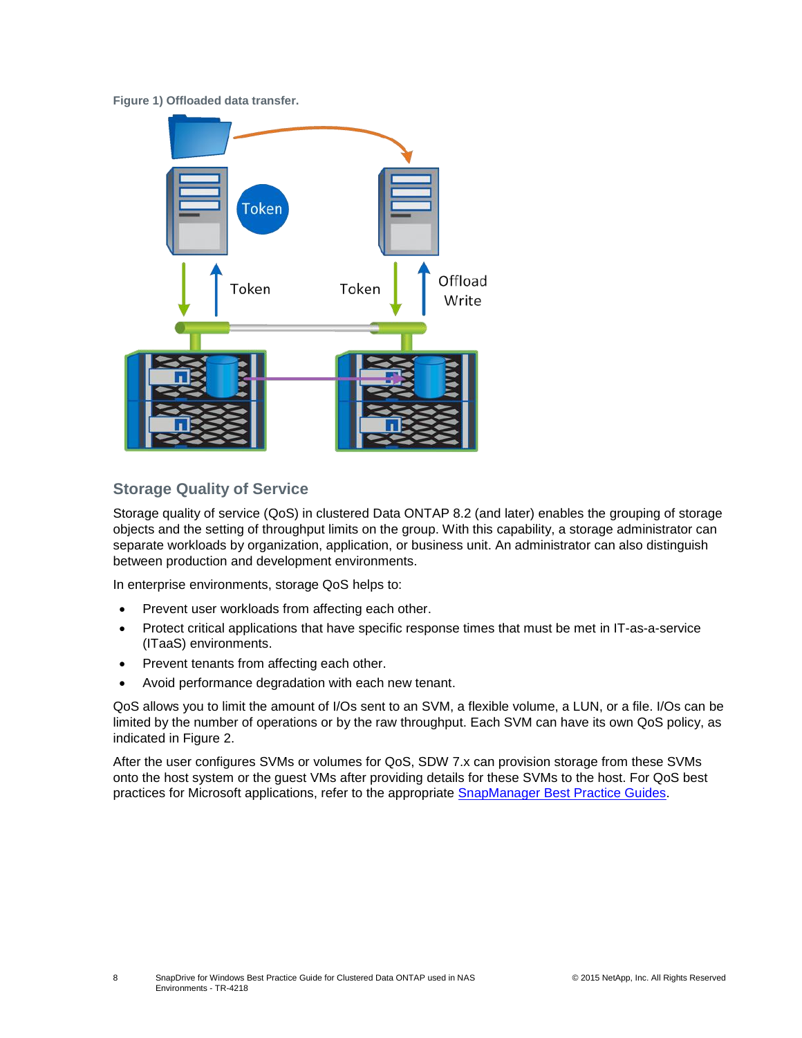**Figure 1) Offloaded data transfer.**

## Storage Quality of Service

Storage quality of service (QoS) in clustered Data ONTAP 8.2 (and later) enables the grouping of storage objects and the setting of throughput limits on the group. With this capability, a storage administrator can separate workloads by organization, application, or business unit. An administrator can also distinguish between production and development environments.

In enterprise environments, storage QoS helps to:

- Prevent user workloads from affecting each other.
- Protect critical applications that have specific response times that must be met in IT-as-a-service (ITaaS) environments.
- Prevent tenants from affecting each other.
- Avoid performance degradation with each new tenant.

QoS allows you to limit the amount of I/Os sent to an SVM, a flexible volume, a LUN, or a file. I/Os can be limited by the number of operations or by the raw throughput. Each SVM can have its own QoS policy, as indicated in Figure 2.

After the user configures SVMs or volumes for QoS, SDW 7.x can provision storage from these SVMs onto the host system or the guest VMs after providing details for these SVMs to the host. For QoS best practices for Microsoft applications, refer to the appropriate SnapManager Best Practice Guides.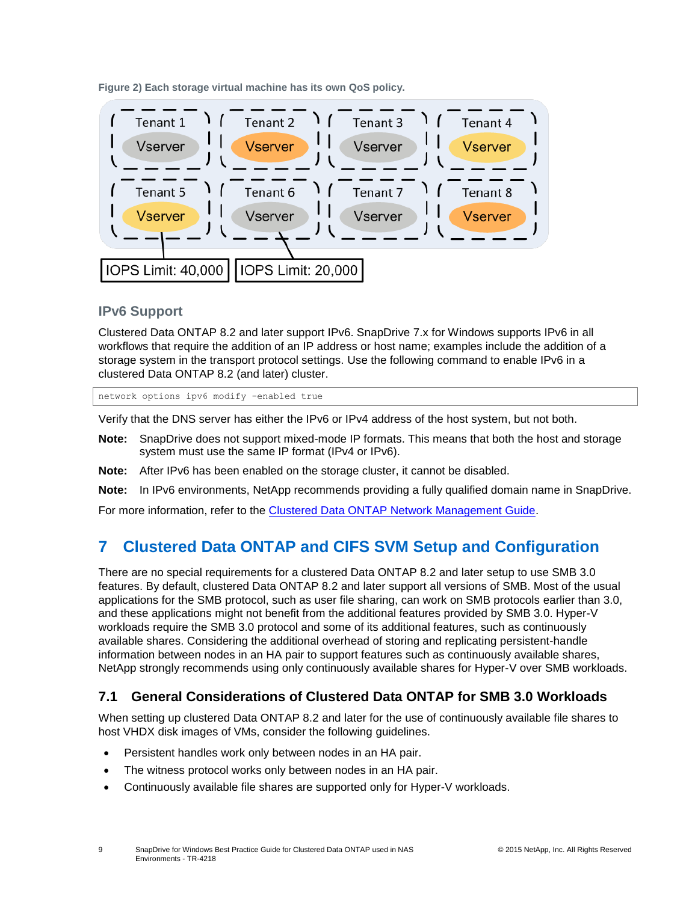Figure 2) Each storage virtual machine has its own QoS policy.

### IPv6 Support

Clustered Data ONTAP 8.2 and later support IPv6. SnapDrive 7.x for Windows supports IPv6 in all workflows that require the addition of an IP address or host name; examples include the addition of a storage system in the transport protocol settings. Use the following command to enable IPv6 in a clustered Data ONTAP 8.2 (and later) cluster.

```
network options ipv6 modify -enabled true
```

Verify that the DNS server has either the IPv6 or IPv4 address of the host system, but not both.

**Note:** SnapDrive does not support mixed-mode IP formats. This means that both the host and storage system must use the same IP format (IPv4 or IPv6).

**Note:** After IPv6 has been enabled on the storage cluster, it cannot be disabled.

**Note:** In IPv6 environments, NetApp recommends providing a fully qualified domain name in SnapDrive.

For more information, refer to the Clustered Data ONTAP Network Management Guide.

# 7 Clustered Data ONTAP and CIFS SVM Setup and Configuration

There are no special requirements for a clustered Data ONTAP 8.2 and later setup to use SMB 3.0 features. By default, clustered Data ONTAP 8.2 and later support all versions of SMB. Most of the usual applications for the SMB protocol, such as user file sharing, can work on SMB protocols earlier than 3.0, and these applications might not benefit from the additional features provided by SMB 3.0. Hyper-V workloads require the SMB 3.0 protocol and some of its additional features, such as continuously available shares. Considering the additional overhead of storing and replicating persistent-handle information between nodes in an HA pair to support features such as continuously available shares, NetApp strongly recommends using only continuously available shares for Hyper-V over SMB workloads.

## 7.1 General Considerations of Clustered Data ONTAP for SMB 3.0 Workloads

When setting up clustered Data ONTAP 8.2 and later for the use of continuously available file shares to host VHDX disk images of VMs, consider the following guidelines.

- Persistent handles work only between nodes in an HA pair.
- The witness protocol works only between nodes in an HA pair.
- Continuously available file shares are supported only for Hyper-V workloads.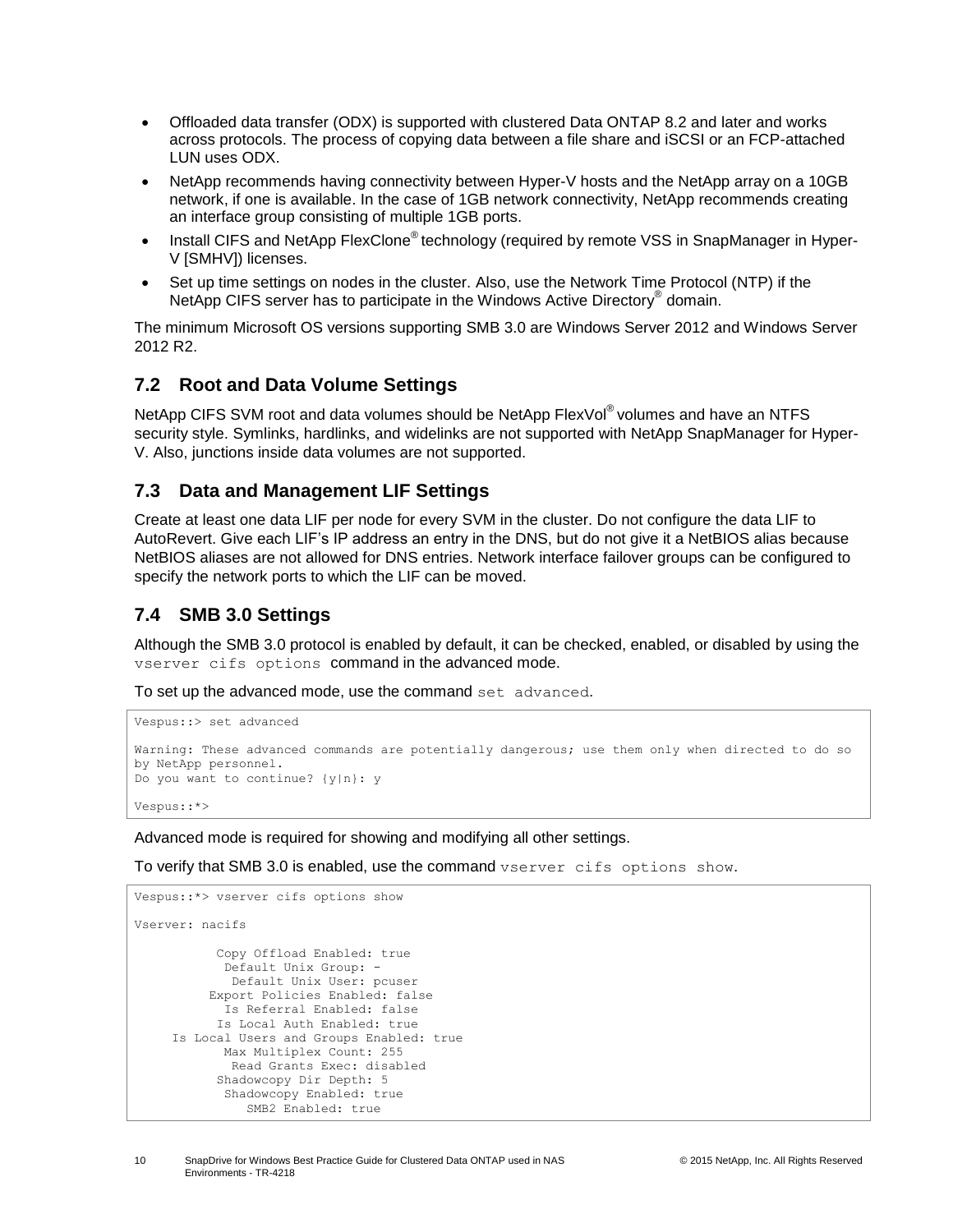- Offloaded data transfer (ODX) is supported with clustered Data ONTAP 8.2 and later and works across protocols. The process of copying data between a file share and iSCSI or an FCP-attached LUN uses ODX.
- NetApp recommends having connectivity between Hyper-V hosts and the NetApp array on a 10GB network, if one is available. In the case of 1GB network connectivity, NetApp recommends creating an interface group consisting of multiple 1GB ports.
- Install CIFS and NetApp FlexClone® technology (required by remote VSS in SnapManager in Hyper-V [SMHV]) licenses.
- Set up time settings on nodes in the cluster. Also, use the Network Time Protocol (NTP) if the NetApp CIFS server has to participate in the Windows Active Directory® domain.

The minimum Microsoft OS versions supporting SMB 3.0 are Windows Server 2012 and Windows Server 2012 R2.

## 7.2 Root and Data Volume Settings

NetApp CIFS SVM root and data volumes should be NetApp FlexVol® volumes and have an NTFS security style. Symlinks, hardlinks, and widelinks are not supported with NetApp SnapManager for Hyper-V. Also, junctions inside data volumes are not supported.

## 7.3 Data and Management LIF Settings

Create at least one data LIF per node for every SVM in the cluster. Do not configure the data LIF to AutoRevert. Give each LIF’s IP address an entry in the DNS, but do not give it a NetBIOS alias because NetBIOS aliases are not allowed for DNS entries. Network interface failover groups can be configured to specify the network ports to which the LIF can be moved.

## 7.4 SMB 3.0 Settings

Although the SMB 3.0 protocol is enabled by default, it can be checked, enabled, or disabled by using the `vserver cifs options` command in the advanced mode.

To set up the advanced mode, use the command `set advanced`.

```
Vespus::> set advanced

Warning: These advanced commands are potentially dangerous; use them only when directed to do so
by NetApp personnel.
Do you want to continue? {y|n}: y

Vespus::*>
```

Advanced mode is required for showing and modifying all other settings.

To verify that SMB 3.0 is enabled, use the command `vserver cifs options show`.

```
Vespus::*> vserver cifs options show

Vserver: nacifs

           Copy Offload Enabled: true
            Default Unix Group: -
             Default Unix User: pcuser
          Export Policies Enabled: false
            Is Referral Enabled: false
           Is Local Auth Enabled: true
     Is Local Users and Groups Enabled: true
            Max Multiplex Count: 255
             Read Grants Exec: disabled
           Shadowcopy Dir Depth: 5
            Shadowcopy Enabled: true
               SMB2 Enabled: true
```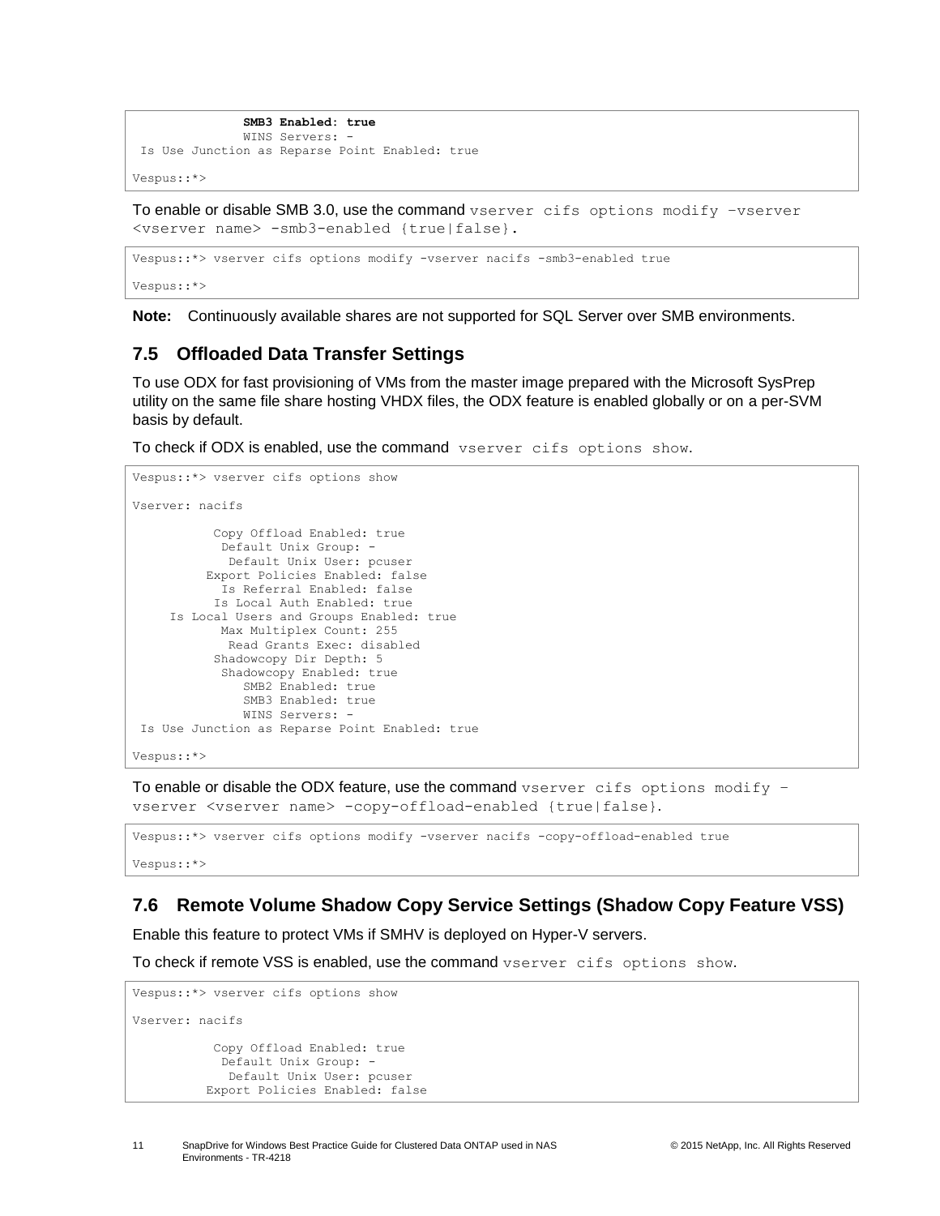```
              SMB3 Enabled: true
              WINS Servers: -
 Is Use Junction as Reparse Point Enabled: true

Vespus::*>
```

To enable or disable SMB 3.0, use the command `vserver cifs options modify –vserver <vserver name> -smb3-enabled {true|false}`.

```
Vespus::*> vserver cifs options modify -vserver nacifs -smb3-enabled true

Vespus::*>
```

**Note:** Continuously available shares are not supported for SQL Server over SMB environments.

## 7.5 Offloaded Data Transfer Settings

To use ODX for fast provisioning of VMs from the master image prepared with the Microsoft SysPrep utility on the same file share hosting VHDX files, the ODX feature is enabled globally or on a per-SVM basis by default.

To check if ODX is enabled, use the command `vserver cifs options show`.

```
Vespus::*> vserver cifs options show

Vserver: nacifs

           Copy Offload Enabled: true
            Default Unix Group: -
             Default Unix User: pcuser
          Export Policies Enabled: false
            Is Referral Enabled: false
           Is Local Auth Enabled: true
     Is Local Users and Groups Enabled: true
            Max Multiplex Count: 255
             Read Grants Exec: disabled
           Shadowcopy Dir Depth: 5
            Shadowcopy Enabled: true
              SMB2 Enabled: true
              SMB3 Enabled: true
              WINS Servers: -
 Is Use Junction as Reparse Point Enabled: true

Vespus::*>
```

To enable or disable the ODX feature, use the command `vserver cifs options modify –vserver <vserver name> -copy-offload-enabled {true|false}`.

```
Vespus::*> vserver cifs options modify -vserver nacifs -copy-offload-enabled true

Vespus::*>
```

## 7.6 Remote Volume Shadow Copy Service Settings (Shadow Copy Feature VSS)

Enable this feature to protect VMs if SMHV is deployed on Hyper-V servers.

To check if remote VSS is enabled, use the command `vserver cifs options show`.

```
Vespus::*> vserver cifs options show

Vserver: nacifs

           Copy Offload Enabled: true
            Default Unix Group: -
             Default Unix User: pcuser
          Export Policies Enabled: false
```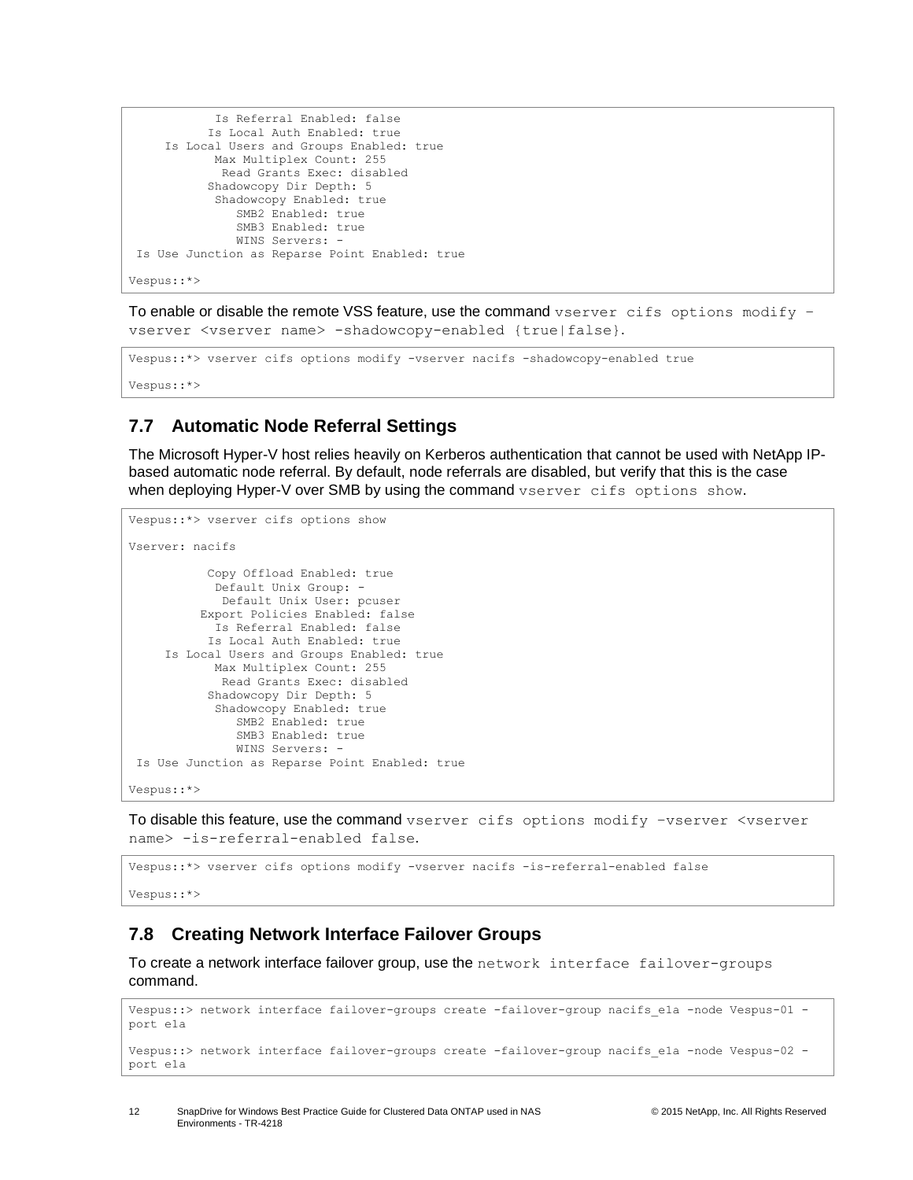```
           Is Referral Enabled: false
          Is Local Auth Enabled: true
    Is Local Users and Groups Enabled: true
           Max Multiplex Count: 255
            Read Grants Exec: disabled
          Shadowcopy Dir Depth: 5
           Shadowcopy Enabled: true
              SMB2 Enabled: true
              SMB3 Enabled: true
              WINS Servers: -
 Is Use Junction as Reparse Point Enabled: true

Vespus::*>
```

To enable or disable the remote VSS feature, use the command `vserver cifs options modify –vserver <vserver name> -shadowcopy-enabled {true|false}`.

```
Vespus::*> vserver cifs options modify -vserver nacifs -shadowcopy-enabled true

Vespus::*>
```

## 7.7 Automatic Node Referral Settings

The Microsoft Hyper-V host relies heavily on Kerberos authentication that cannot be used with NetApp IP-based automatic node referral. By default, node referrals are disabled, but verify that this is the case when deploying Hyper-V over SMB by using the command `vserver cifs options show`.

```
Vespus::*> vserver cifs options show

Vserver: nacifs

          Copy Offload Enabled: true
           Default Unix Group: -
            Default Unix User: pcuser
         Export Policies Enabled: false
           Is Referral Enabled: false
          Is Local Auth Enabled: true
    Is Local Users and Groups Enabled: true
           Max Multiplex Count: 255
            Read Grants Exec: disabled
          Shadowcopy Dir Depth: 5
           Shadowcopy Enabled: true
              SMB2 Enabled: true
              SMB3 Enabled: true
              WINS Servers: -
 Is Use Junction as Reparse Point Enabled: true

Vespus::*>
```

To disable this feature, use the command `vserver cifs options modify –vserver <vserver name> -is-referral-enabled false`.

```
Vespus::*> vserver cifs options modify -vserver nacifs -is-referral-enabled false

Vespus::*>
```

## 7.8 Creating Network Interface Failover Groups

To create a network interface failover group, use the `network interface failover-groups` command.

```
Vespus::> network interface failover-groups create -failover-group nacifs_e1a -node Vespus-01 -
port e1a

Vespus::> network interface failover-groups create -failover-group nacifs_e1a -node Vespus-02 -
port e1a
```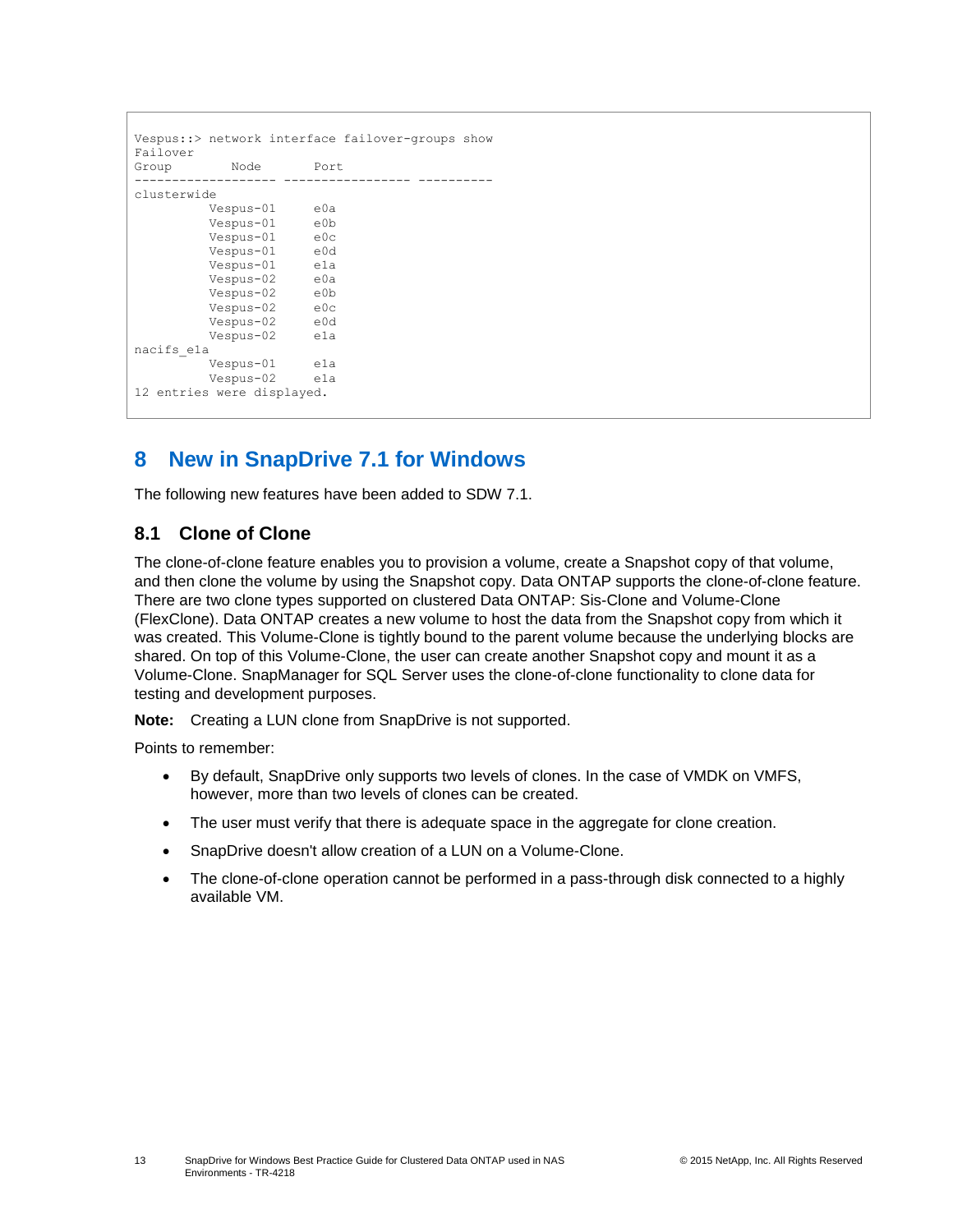```
Vespus::> network interface failover-groups show
Failover
Group          Node            Port
------------------- ----------------- ----------
clusterwide
          Vespus-01     e0a
          Vespus-01     e0b
          Vespus-01     e0c
          Vespus-01     e0d
          Vespus-01     e1a
          Vespus-02     e0a
          Vespus-02     e0b
          Vespus-02     e0c
          Vespus-02     e0d
          Vespus-02     e1a
nacifs_e1a
          Vespus-01     e1a
          Vespus-02     e1a
12 entries were displayed.
```

# 8 New in SnapDrive 7.1 for Windows

The following new features have been added to SDW 7.1.

## 8.1 Clone of Clone

The clone-of-clone feature enables you to provision a volume, create a Snapshot copy of that volume, and then clone the volume by using the Snapshot copy. Data ONTAP supports the clone-of-clone feature. There are two clone types supported on clustered Data ONTAP: Sis-Clone and Volume-Clone (FlexClone). Data ONTAP creates a new volume to host the data from the Snapshot copy from which it was created. This Volume-Clone is tightly bound to the parent volume because the underlying blocks are shared. On top of this Volume-Clone, the user can create another Snapshot copy and mount it as a Volume-Clone. SnapManager for SQL Server uses the clone-of-clone functionality to clone data for testing and development purposes.

**Note:** Creating a LUN clone from SnapDrive is not supported.

Points to remember:

- By default, SnapDrive only supports two levels of clones. In the case of VMDK on VMFS, however, more than two levels of clones can be created.
- The user must verify that there is adequate space in the aggregate for clone creation.
- SnapDrive doesn't allow creation of a LUN on a Volume-Clone.
- The clone-of-clone operation cannot be performed in a pass-through disk connected to a highly available VM.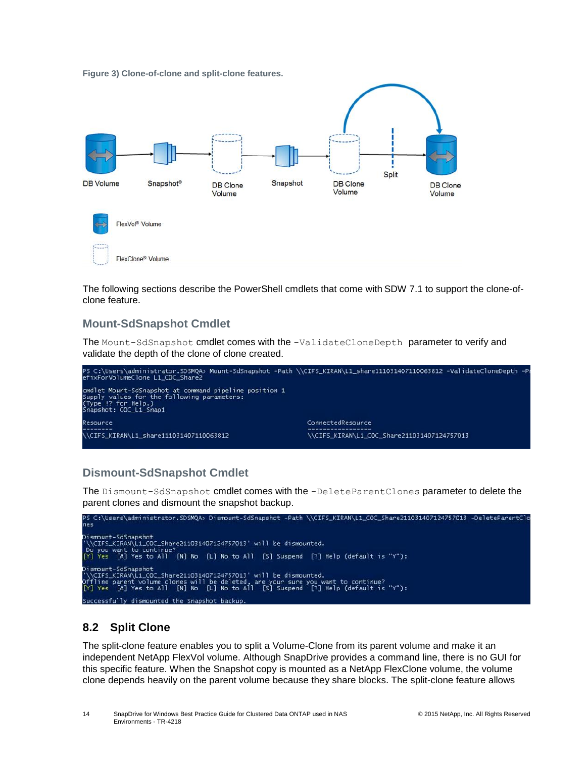Figure 3) Clone-of-clone and split-clone features.

The following sections describe the PowerShell cmdlets that come with SDW 7.1 to support the clone-of-clone feature.

### Mount-SdSnapshot Cmdlet

The `Mount-SdSnapshot` cmdlet comes with the `-ValidateCloneDepth` parameter to verify and validate the depth of the clone of clone created.

```
PS C:\Users\administrator.SDSMQA> Mount-SdSnapshot -Path \\CIFS_KIRAN\L1_share111031407110063812 -ValidateCloneDepth -PrefixForVolumeClone L1_COC_Share2

cmdlet Mount-SdSnapshot at command pipeline position 1
Supply values for the following parameters:
(Type !? for Help.)
Snapshot: COC_L1_Snap1

Resource                                        ConnectedResource
--------                                        -----------------
\\CIFS_KIRAN\L1_share111031407110063812         \\CIFS_KIRAN\L1_COC_Share211031407124757013
```

### Dismount-SdSnapshot Cmdlet

The `Dismount-SdSnapshot` cmdlet comes with the `-DeleteParentClones` parameter to delete the parent clones and dismount the snapshot backup.

```
PS C:\Users\administrator.SDSMQA> Dismount-SdSnapshot -Path \\CIFS_KIRAN\L1_COC_Share211031407124757013 -DeleteParentClones

Dismount-SdSnapshot
'\\CIFS_KIRAN\L1_COC_Share211031407124757013' will be dismounted.
 Do you want to continue?
[Y] Yes  [A] Yes to All  [N] No  [L] No to All  [S] Suspend  [?] Help (default is "Y"):

Dismount-SdSnapshot
'\\CIFS_KIRAN\L1_COC_Share211031407124757013' will be dismounted.
Offline parent volume clones will be deleted, are your sure you want to continue?
[Y] Yes  [A] Yes to All  [N] No  [L] No to All  [S] Suspend  [?] Help (default is "Y"):

Successfully dismounted the Snapshot backup.
```

## 8.2 Split Clone

The split-clone feature enables you to split a Volume-Clone from its parent volume and make it an independent NetApp FlexVol volume. Although SnapDrive provides a command line, there is no GUI for this specific feature. When the Snapshot copy is mounted as a NetApp FlexClone volume, the volume clone depends heavily on the parent volume because they share blocks. The split-clone feature allows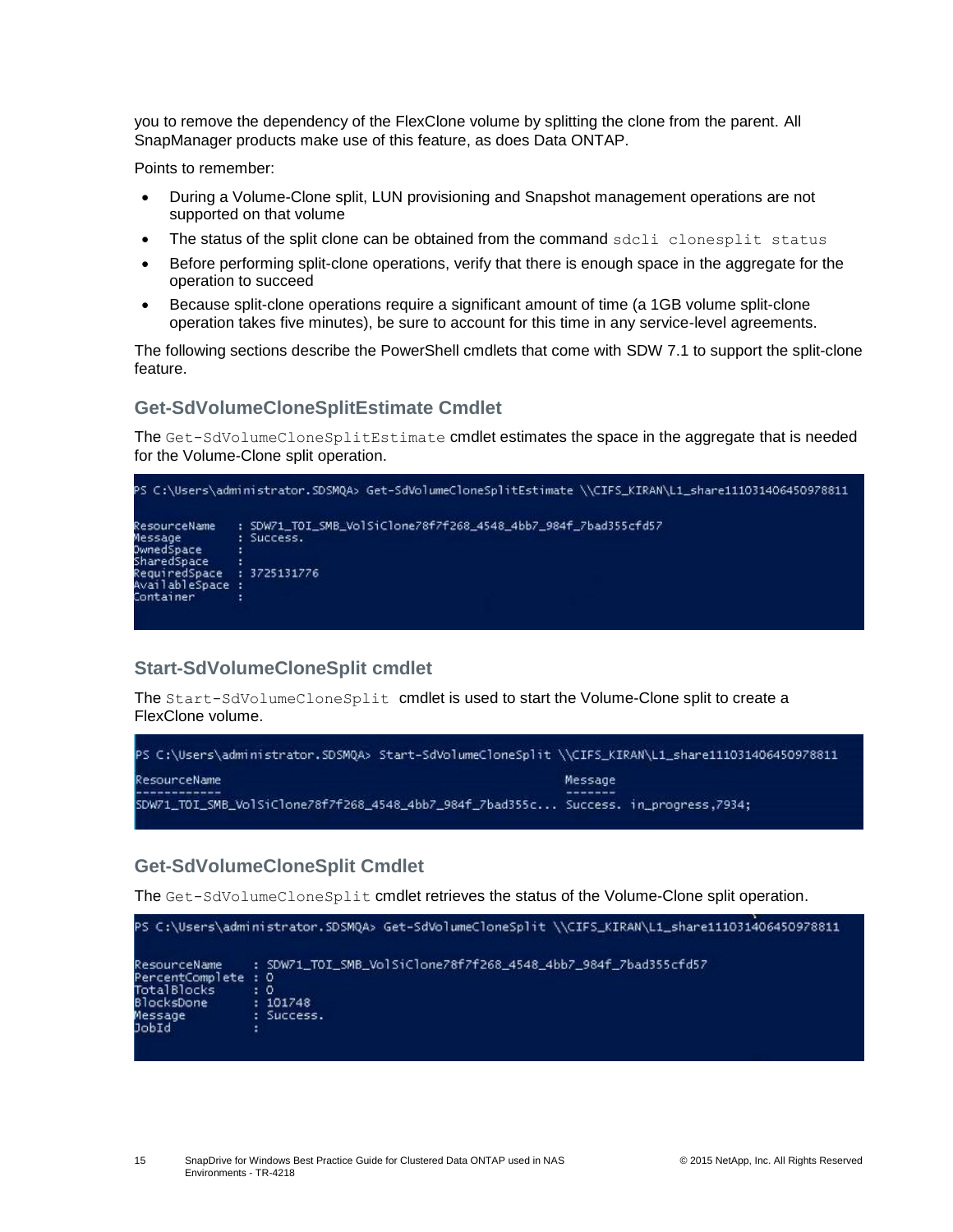you to remove the dependency of the FlexClone volume by splitting the clone from the parent. All SnapManager products make use of this feature, as does Data ONTAP.

Points to remember:

- During a Volume-Clone split, LUN provisioning and Snapshot management operations are not supported on that volume
- The status of the split clone can be obtained from the command `sdcli clonesplit status`
- Before performing split-clone operations, verify that there is enough space in the aggregate for the operation to succeed
- Because split-clone operations require a significant amount of time (a 1GB volume split-clone operation takes five minutes), be sure to account for this time in any service-level agreements.

The following sections describe the PowerShell cmdlets that come with SDW 7.1 to support the split-clone feature.

### Get-SdVolumeCloneSplitEstimate Cmdlet

The `Get-SdVolumeCloneSplitEstimate` cmdlet estimates the space in the aggregate that is needed for the Volume-Clone split operation.

```
PS C:\Users\administrator.SDSMQA> Get-SdVolumeCloneSplitEstimate \\CIFS_KIRAN\L1_share111031406450978811

ResourceName   : SDW71_TOI_SMB_VolSiClone78f7f268_4548_4bb7_984f_7bad355cfd57
Message        : Success.
OwnedSpace     :
SharedSpace    :
RequiredSpace  : 3725131776
AvailableSpace :
Container      :
```

### Start-SdVolumeCloneSplit cmdlet

The `Start-SdVolumeCloneSplit` cmdlet is used to start the Volume-Clone split to create a FlexClone volume.

```
PS C:\Users\administrator.SDSMQA> Start-SdVolumeCloneSplit \\CIFS_KIRAN\L1_share111031406450978811

ResourceName                                                   Message
------------                                                   -------
SDW71_TOI_SMB_VolSiClone78f7f268_4548_4bb7_984f_7bad355c...    Success. in_progress,7934;
```

### Get-SdVolumeCloneSplit Cmdlet

The `Get-SdVolumeCloneSplit` cmdlet retrieves the status of the Volume-Clone split operation.

```
PS C:\Users\administrator.SDSMQA> Get-SdVolumeCloneSplit \\CIFS_KIRAN\L1_share111031406450978811

ResourceName    : SDW71_TOI_SMB_VolSiClone78f7f268_4548_4bb7_984f_7bad355cfd57
PercentComplete : 0
TotalBlocks     : 0
BlocksDone      : 101748
Message         : Success.
JobId           :
```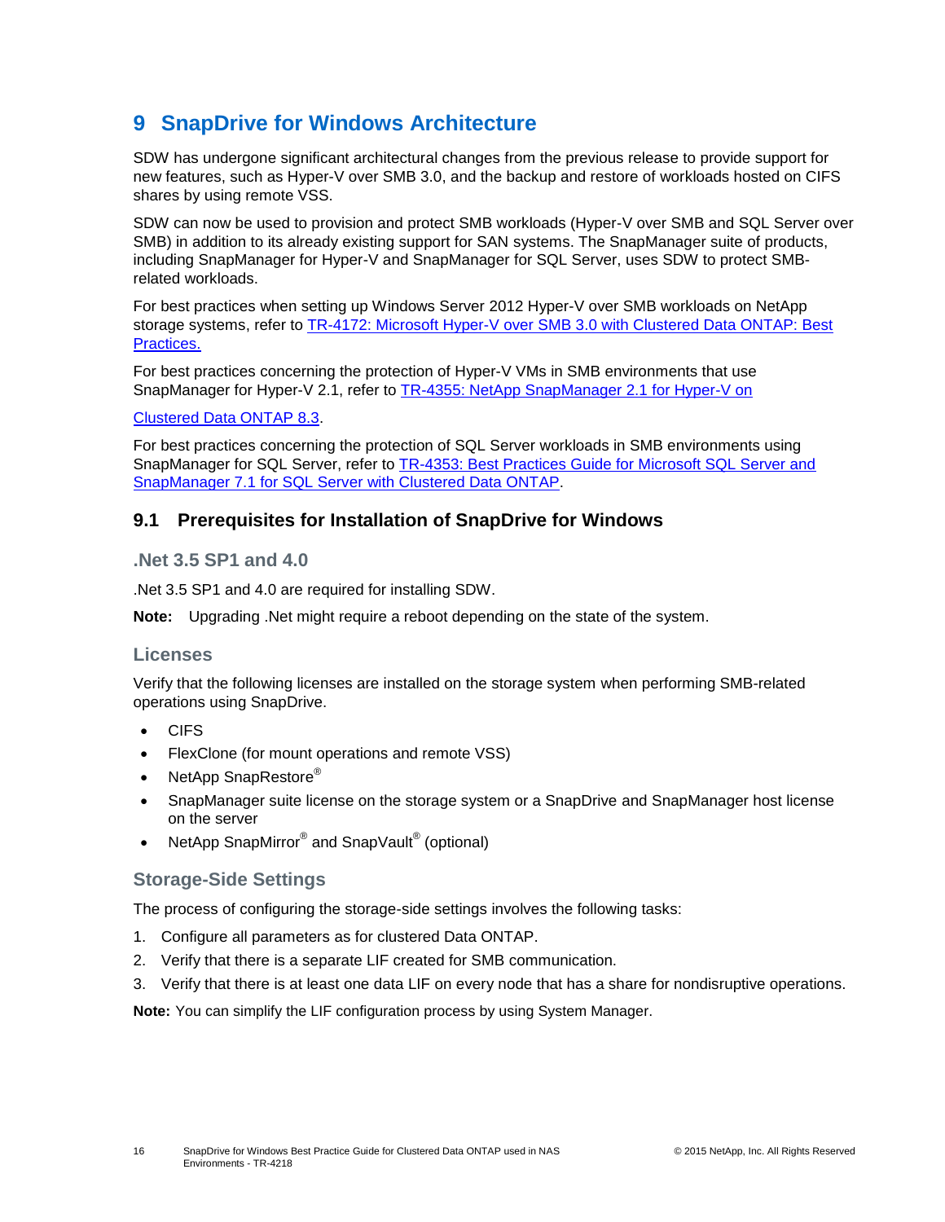# 9 SnapDrive for Windows Architecture

SDW has undergone significant architectural changes from the previous release to provide support for new features, such as Hyper-V over SMB 3.0, and the backup and restore of workloads hosted on CIFS shares by using remote VSS.

SDW can now be used to provision and protect SMB workloads (Hyper-V over SMB and SQL Server over SMB) in addition to its already existing support for SAN systems. The SnapManager suite of products, including SnapManager for Hyper-V and SnapManager for SQL Server, uses SDW to protect SMB-related workloads.

For best practices when setting up Windows Server 2012 Hyper-V over SMB workloads on NetApp storage systems, refer to [TR-4172: Microsoft Hyper-V over SMB 3.0 with Clustered Data ONTAP: Best Practices.]()

For best practices concerning the protection of Hyper-V VMs in SMB environments that use SnapManager for Hyper-V 2.1, refer to [TR-4355: NetApp SnapManager 2.1 for Hyper-V on Clustered Data ONTAP 8.3]().

For best practices concerning the protection of SQL Server workloads in SMB environments using SnapManager for SQL Server, refer to [TR-4353: Best Practices Guide for Microsoft SQL Server and SnapManager 7.1 for SQL Server with Clustered Data ONTAP]().

## 9.1 Prerequisites for Installation of SnapDrive for Windows

### .Net 3.5 SP1 and 4.0

.Net 3.5 SP1 and 4.0 are required for installing SDW.

**Note:** Upgrading .Net might require a reboot depending on the state of the system.

### Licenses

Verify that the following licenses are installed on the storage system when performing SMB-related operations using SnapDrive.

- CIFS
- FlexClone (for mount operations and remote VSS)
- NetApp SnapRestore®
- SnapManager suite license on the storage system or a SnapDrive and SnapManager host license on the server
- NetApp SnapMirror® and SnapVault® (optional)

### Storage-Side Settings

The process of configuring the storage-side settings involves the following tasks:

1. Configure all parameters as for clustered Data ONTAP.
2. Verify that there is a separate LIF created for SMB communication.
3. Verify that there is at least one data LIF on every node that has a share for nondisruptive operations.

**Note:** You can simplify the LIF configuration process by using System Manager.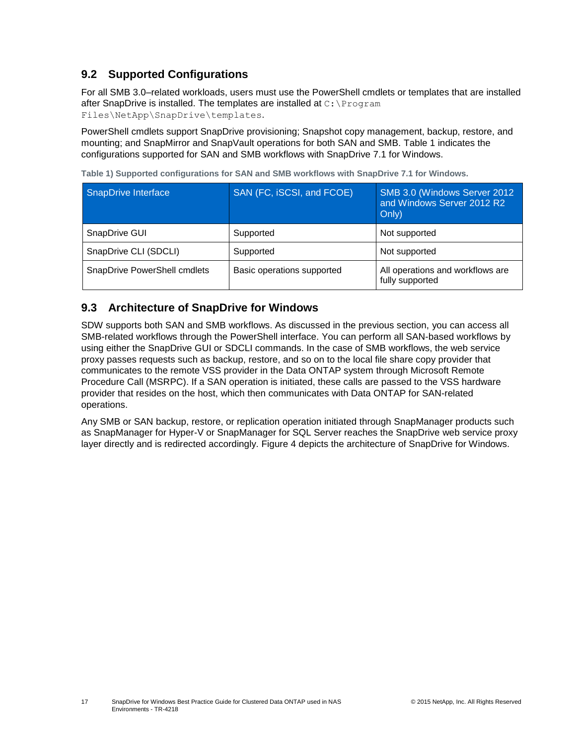## 9.2 Supported Configurations

For all SMB 3.0–related workloads, users must use the PowerShell cmdlets or templates that are installed after SnapDrive is installed. The templates are installed at `C:\Program Files\NetApp\SnapDrive\templates`.

PowerShell cmdlets support SnapDrive provisioning; Snapshot copy management, backup, restore, and mounting; and SnapMirror and SnapVault operations for both SAN and SMB. Table 1 indicates the configurations supported for SAN and SMB workflows with SnapDrive 7.1 for Windows.

**Table 1) Supported configurations for SAN and SMB workflows with SnapDrive 7.1 for Windows.**

| SnapDrive Interface | SAN (FC, iSCSI, and FCOE) | SMB 3.0 (Windows Server 2012 and Windows Server 2012 R2 Only) |
|---|---|---|
| SnapDrive GUI | Supported | Not supported |
| SnapDrive CLI (SDCLI) | Supported | Not supported |
| SnapDrive PowerShell cmdlets | Basic operations supported | All operations and workflows are fully supported |

## 9.3 Architecture of SnapDrive for Windows

SDW supports both SAN and SMB workflows. As discussed in the previous section, you can access all SMB-related workflows through the PowerShell interface. You can perform all SAN-based workflows by using either the SnapDrive GUI or SDCLI commands. In the case of SMB workflows, the web service proxy passes requests such as backup, restore, and so on to the local file share copy provider that communicates to the remote VSS provider in the Data ONTAP system through Microsoft Remote Procedure Call (MSRPC). If a SAN operation is initiated, these calls are passed to the VSS hardware provider that resides on the host, which then communicates with Data ONTAP for SAN-related operations.

Any SMB or SAN backup, restore, or replication operation initiated through SnapManager products such as SnapManager for Hyper-V or SnapManager for SQL Server reaches the SnapDrive web service proxy layer directly and is redirected accordingly. Figure 4 depicts the architecture of SnapDrive for Windows.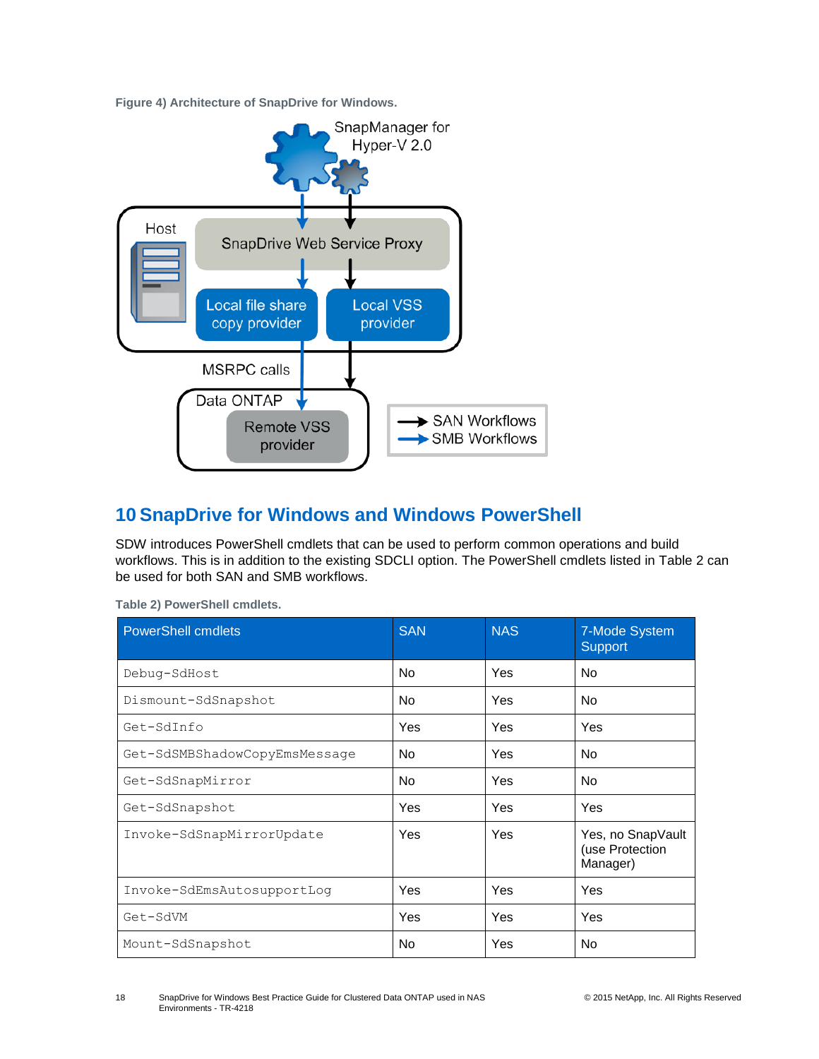Figure 4) Architecture of SnapDrive for Windows.

## 10 SnapDrive for Windows and Windows PowerShell

SDW introduces PowerShell cmdlets that can be used to perform common operations and build workflows. This is in addition to the existing SDCLI option. The PowerShell cmdlets listed in Table 2 can be used for both SAN and SMB workflows.

Table 2) PowerShell cmdlets.

| PowerShell cmdlets | SAN | NAS | 7-Mode System Support |
|---|---|---|---|
| `Debug-SdHost` | No | Yes | No |
| `Dismount-SdSnapshot` | No | Yes | No |
| `Get-SdInfo` | Yes | Yes | Yes |
| `Get-SdSMBShadowCopyEmsMessage` | No | Yes | No |
| `Get-SdSnapMirror` | No | Yes | No |
| `Get-SdSnapshot` | Yes | Yes | Yes |
| `Invoke-SdSnapMirrorUpdate` | Yes | Yes | Yes, no SnapVault (use Protection Manager) |
| `Invoke-SdEmsAutosupportLog` | Yes | Yes | Yes |
| `Get-SdVM` | Yes | Yes | Yes |
| `Mount-SdSnapshot` | No | Yes | No |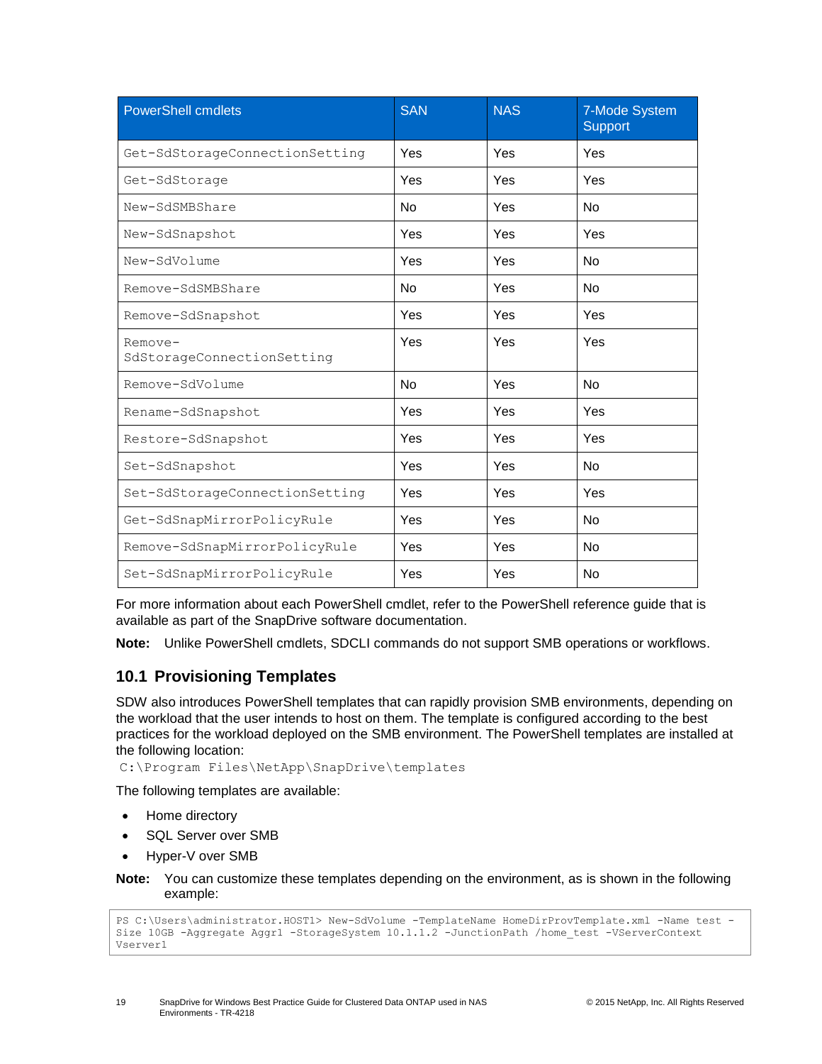| PowerShell cmdlets | SAN | NAS | 7-Mode System Support |
| --- | --- | --- | --- |
| `Get-SdStorageConnectionSetting` | Yes | Yes | Yes |
| `Get-SdStorage` | Yes | Yes | Yes |
| `New-SdSMBShare` | No | Yes | No |
| `New-SdSnapshot` | Yes | Yes | Yes |
| `New-SdVolume` | Yes | Yes | No |
| `Remove-SdSMBShare` | No | Yes | No |
| `Remove-SdSnapshot` | Yes | Yes | Yes |
| `Remove-SdStorageConnectionSetting` | Yes | Yes | Yes |
| `Remove-SdVolume` | No | Yes | No |
| `Rename-SdSnapshot` | Yes | Yes | Yes |
| `Restore-SdSnapshot` | Yes | Yes | Yes |
| `Set-SdSnapshot` | Yes | Yes | No |
| `Set-SdStorageConnectionSetting` | Yes | Yes | Yes |
| `Get-SdSnapMirrorPolicyRule` | Yes | Yes | No |
| `Remove-SdSnapMirrorPolicyRule` | Yes | Yes | No |
| `Set-SdSnapMirrorPolicyRule` | Yes | Yes | No |

For more information about each PowerShell cmdlet, refer to the PowerShell reference guide that is available as part of the SnapDrive software documentation.

**Note:** Unlike PowerShell cmdlets, SDCLI commands do not support SMB operations or workflows.

## 10.1 Provisioning Templates

SDW also introduces PowerShell templates that can rapidly provision SMB environments, depending on the workload that the user intends to host on them. The template is configured according to the best practices for the workload deployed on the SMB environment. The PowerShell templates are installed at the following location:

`C:\Program Files\NetApp\SnapDrive\templates`

The following templates are available:

- Home directory
- SQL Server over SMB
- Hyper-V over SMB

**Note:** You can customize these templates depending on the environment, as is shown in the following example:

```
PS C:\Users\administrator.HOST1> New-SdVolume -TemplateName HomeDirProvTemplate.xml -Name test -Size 10GB -Aggregate Aggr1 -StorageSystem 10.1.1.2 -JunctionPath /home_test -VServerContext Vserver1
```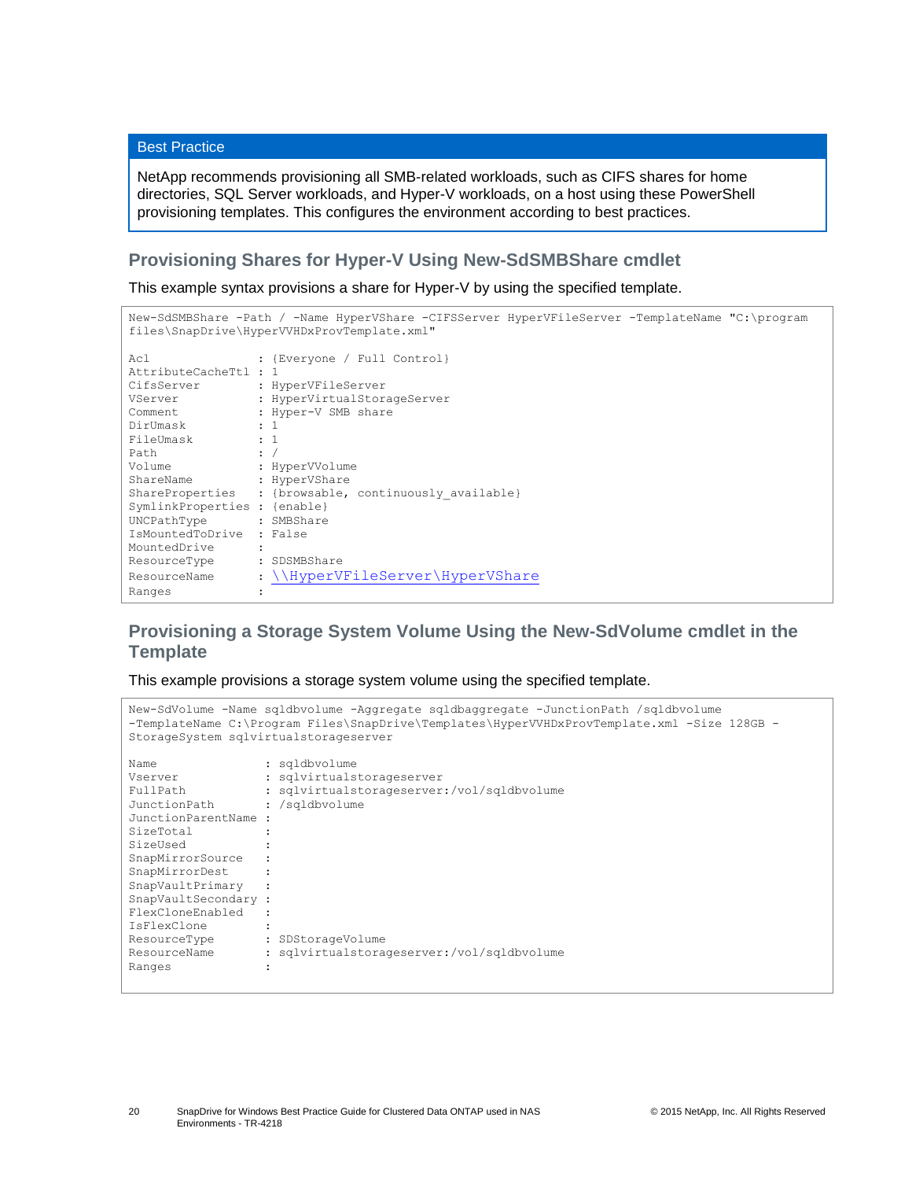**Best Practice**

NetApp recommends provisioning all SMB-related workloads, such as CIFS shares for home directories, SQL Server workloads, and Hyper-V workloads, on a host using these PowerShell provisioning templates. This configures the environment according to best practices.

### Provisioning Shares for Hyper-V Using New-SdSMBShare cmdlet

This example syntax provisions a share for Hyper-V by using the specified template.

```
New-SdSMBShare -Path / -Name HyperVShare -CIFSServer HyperVFileServer -TemplateName "C:\program files\SnapDrive\HyperVVHDxProvTemplate.xml"

Acl               : {Everyone / Full Control}
AttributeCacheTtl : 1
CifsServer        : HyperVFileServer
VServer           : HyperVirtualStorageServer
Comment           : Hyper-V SMB share
DirUmask          : 1
FileUmask         : 1
Path              : /
Volume            : HyperVVolume
ShareName         : HyperVShare
ShareProperties   : {browsable, continuously_available}
SymlinkProperties : {enable}
UNCPathType       : SMBShare
IsMountedToDrive  : False
MountedDrive      :
ResourceType      : SDSMBShare
ResourceName      : \\HyperVFileServer\HyperVShare
Ranges            :
```

### Provisioning a Storage System Volume Using the New-SdVolume cmdlet in the Template

This example provisions a storage system volume using the specified template.

```
New-SdVolume -Name sqldbvolume -Aggregate sqldbaggregate -JunctionPath /sqldbvolume
-TemplateName C:\Program Files\SnapDrive\Templates\HyperVVHDxProvTemplate.xml -Size 128GB -
StorageSystem sqlvirtualstorageserver

Name               : sqldbvolume
Vserver            : sqlvirtualstorageserver
FullPath           : sqlvirtualstorageserver:/vol/sqldbvolume
JunctionPath       : /sqldbvolume
JunctionParentName :
SizeTotal          :
SizeUsed           :
SnapMirrorSource   :
SnapMirrorDest     :
SnapVaultPrimary   :
SnapVaultSecondary :
FlexCloneEnabled   :
IsFlexClone        :
ResourceType       : SDStorageVolume
ResourceName       : sqlvirtualstorageserver:/vol/sqldbvolume
Ranges             :
```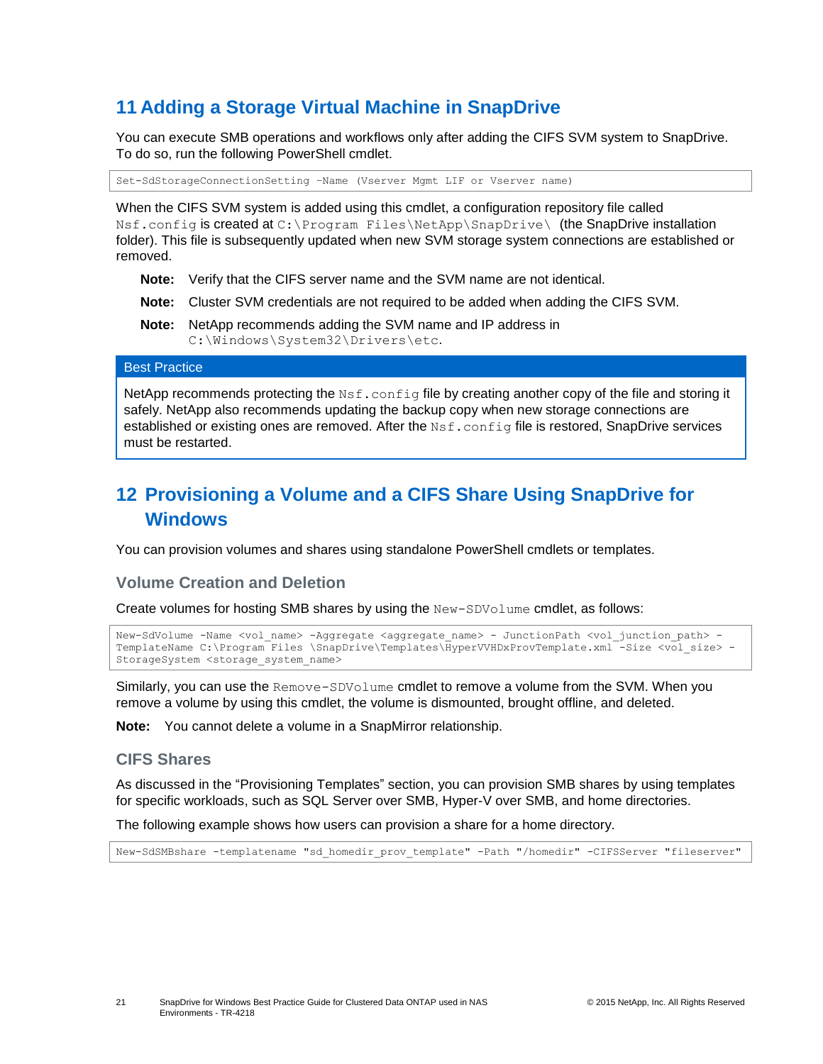# 11 Adding a Storage Virtual Machine in SnapDrive

You can execute SMB operations and workflows only after adding the CIFS SVM system to SnapDrive. To do so, run the following PowerShell cmdlet.

```
Set-SdStorageConnectionSetting –Name (Vserver Mgmt LIF or Vserver name)
```

When the CIFS SVM system is added using this cmdlet, a configuration repository file called `Nsf.config` is created at `C:\Program Files\NetApp\SnapDrive\` (the SnapDrive installation folder). This file is subsequently updated when new SVM storage system connections are established or removed.

**Note:** Verify that the CIFS server name and the SVM name are not identical.

**Note:** Cluster SVM credentials are not required to be added when adding the CIFS SVM.

**Note:** NetApp recommends adding the SVM name and IP address in `C:\Windows\System32\Drivers\etc`.

**Best Practice**

NetApp recommends protecting the `Nsf.config` file by creating another copy of the file and storing it safely. NetApp also recommends updating the backup copy when new storage connections are established or existing ones are removed. After the `Nsf.config` file is restored, SnapDrive services must be restarted.

# 12 Provisioning a Volume and a CIFS Share Using SnapDrive for Windows

You can provision volumes and shares using standalone PowerShell cmdlets or templates.

### Volume Creation and Deletion

Create volumes for hosting SMB shares by using the `New-SDVolume` cmdlet, as follows:

```
New-SdVolume -Name <vol_name> -Aggregate <aggregate_name> - JunctionPath <vol_junction_path> -
TemplateName C:\Program Files \SnapDrive\Templates\HyperVVHDxProvTemplate.xml -Size <vol_size> -
StorageSystem <storage_system_name>
```

Similarly, you can use the `Remove-SDVolume` cmdlet to remove a volume from the SVM. When you remove a volume by using this cmdlet, the volume is dismounted, brought offline, and deleted.

**Note:** You cannot delete a volume in a SnapMirror relationship.

### CIFS Shares

As discussed in the “Provisioning Templates” section, you can provision SMB shares by using templates for specific workloads, such as SQL Server over SMB, Hyper-V over SMB, and home directories.

The following example shows how users can provision a share for a home directory.

```
New-SdSMBshare -templatename "sd_homedir_prov_template" -Path "/homedir" -CIFSServer "fileserver"
```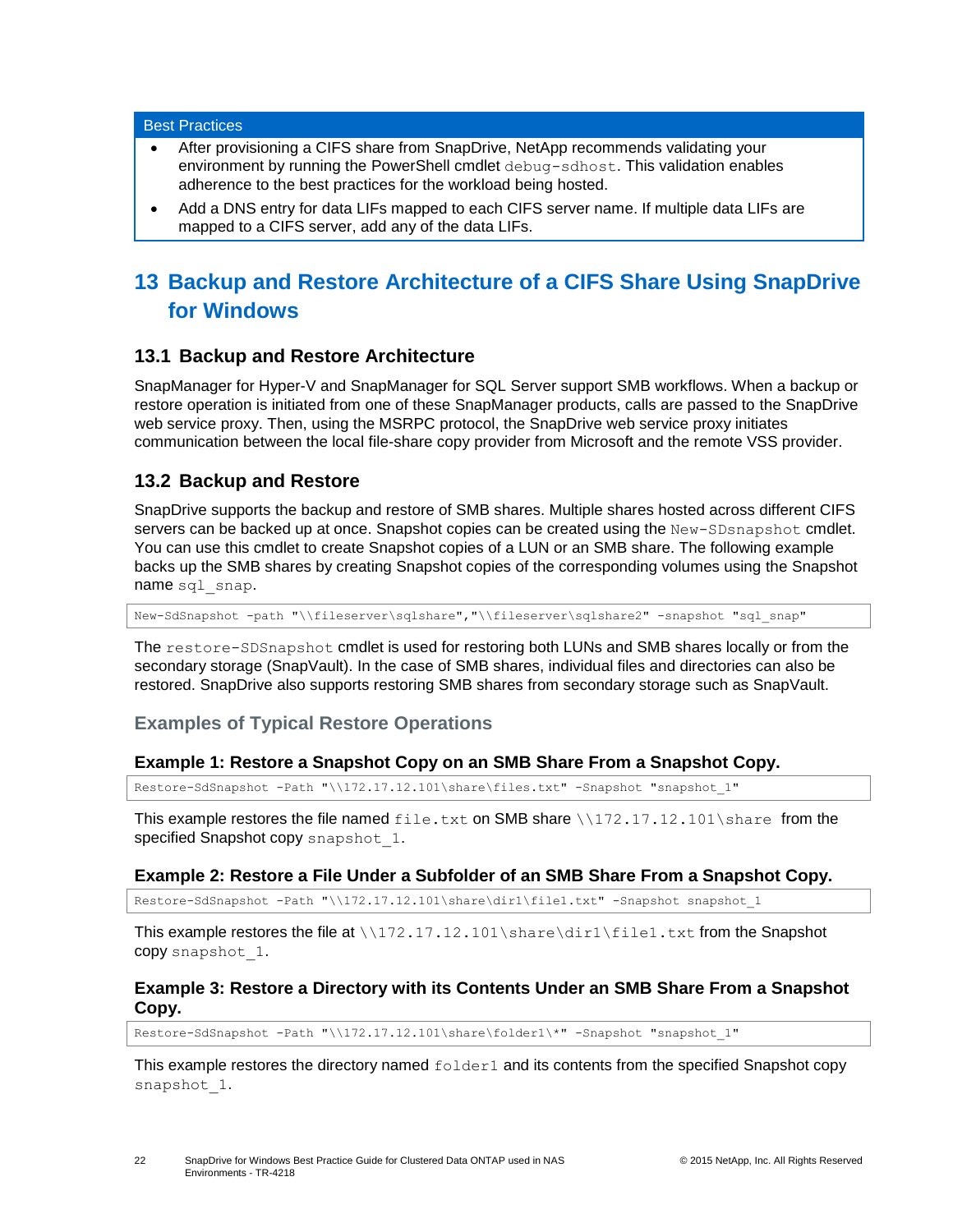**Best Practices**

- After provisioning a CIFS share from SnapDrive, NetApp recommends validating your environment by running the PowerShell cmdlet `debug-sdhost`. This validation enables adherence to the best practices for the workload being hosted.
- Add a DNS entry for data LIFs mapped to each CIFS server name. If multiple data LIFs are mapped to a CIFS server, add any of the data LIFs.

# 13 Backup and Restore Architecture of a CIFS Share Using SnapDrive for Windows

## 13.1 Backup and Restore Architecture

SnapManager for Hyper-V and SnapManager for SQL Server support SMB workflows. When a backup or restore operation is initiated from one of these SnapManager products, calls are passed to the SnapDrive web service proxy. Then, using the MSRPC protocol, the SnapDrive web service proxy initiates communication between the local file-share copy provider from Microsoft and the remote VSS provider.

## 13.2 Backup and Restore

SnapDrive supports the backup and restore of SMB shares. Multiple shares hosted across different CIFS servers can be backed up at once. Snapshot copies can be created using the `New-SDsnapshot` cmdlet. You can use this cmdlet to create Snapshot copies of a LUN or an SMB share. The following example backs up the SMB shares by creating Snapshot copies of the corresponding volumes using the Snapshot name `sql_snap`.

```
New-SdSnapshot -path "\\fileserver\sqlshare","\\fileserver\sqlshare2" -snapshot "sql_snap"
```

The `restore-SDSnapshot` cmdlet is used for restoring both LUNs and SMB shares locally or from the secondary storage (SnapVault). In the case of SMB shares, individual files and directories can also be restored. SnapDrive also supports restoring SMB shares from secondary storage such as SnapVault.

### Examples of Typical Restore Operations

#### Example 1: Restore a Snapshot Copy on an SMB Share From a Snapshot Copy.

```
Restore-SdSnapshot -Path "\\172.17.12.101\share\files.txt" -Snapshot "snapshot_1"
```

This example restores the file named `file.txt` on SMB share `\\172.17.12.101\share` from the specified Snapshot copy `snapshot_1`.

#### Example 2: Restore a File Under a Subfolder of an SMB Share From a Snapshot Copy.

```
Restore-SdSnapshot -Path "\\172.17.12.101\share\dir1\file1.txt" -Snapshot snapshot_1
```

This example restores the file at `\\172.17.12.101\share\dir1\file1.txt` from the Snapshot copy `snapshot_1`.

#### Example 3: Restore a Directory with its Contents Under an SMB Share From a Snapshot Copy.

```
Restore-SdSnapshot -Path "\\172.17.12.101\share\folder1\*" -Snapshot "snapshot_1"
```

This example restores the directory named `folder1` and its contents from the specified Snapshot copy `snapshot_1`.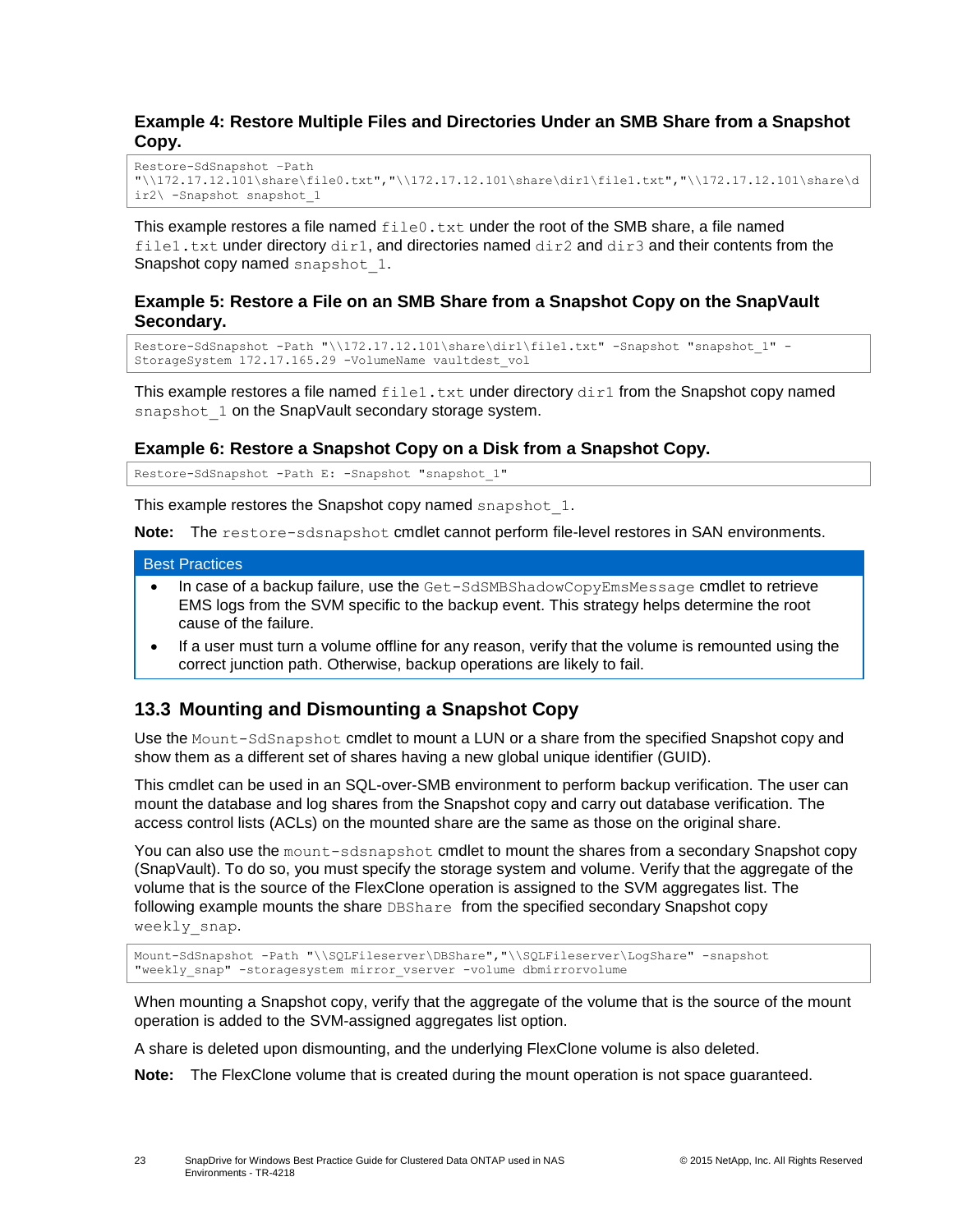### Example 4: Restore Multiple Files and Directories Under an SMB Share from a Snapshot Copy.

```
Restore-SdSnapshot -Path
"\\172.17.12.101\share\file0.txt","\\172.17.12.101\share\dir1\file1.txt","\\172.17.12.101\share\d
ir2\ -Snapshot snapshot_1
```

This example restores a file named file0.txt under the root of the SMB share, a file named file1.txt under directory dir1, and directories named dir2 and dir3 and their contents from the Snapshot copy named snapshot_1.

### Example 5: Restore a File on an SMB Share from a Snapshot Copy on the SnapVault Secondary.

```
Restore-SdSnapshot -Path "\\172.17.12.101\share\dir1\file1.txt" -Snapshot "snapshot_1" -
StorageSystem 172.17.165.29 -VolumeName vaultdest_vol
```

This example restores a file named file1.txt under directory dir1 from the Snapshot copy named snapshot_1 on the SnapVault secondary storage system.

### Example 6: Restore a Snapshot Copy on a Disk from a Snapshot Copy.

```
Restore-SdSnapshot -Path E: -Snapshot "snapshot_1"
```

This example restores the Snapshot copy named snapshot_1.

**Note:** The restore-sdsnapshot cmdlet cannot perform file-level restores in SAN environments.

**Best Practices**

- In case of a backup failure, use the Get-SdSMBShadowCopyEmsMessage cmdlet to retrieve EMS logs from the SVM specific to the backup event. This strategy helps determine the root cause of the failure.
- If a user must turn a volume offline for any reason, verify that the volume is remounted using the correct junction path. Otherwise, backup operations are likely to fail.

## 13.3 Mounting and Dismounting a Snapshot Copy

Use the Mount-SdSnapshot cmdlet to mount a LUN or a share from the specified Snapshot copy and show them as a different set of shares having a new global unique identifier (GUID).

This cmdlet can be used in an SQL-over-SMB environment to perform backup verification. The user can mount the database and log shares from the Snapshot copy and carry out database verification. The access control lists (ACLs) on the mounted share are the same as those on the original share.

You can also use the mount-sdsnapshot cmdlet to mount the shares from a secondary Snapshot copy (SnapVault). To do so, you must specify the storage system and volume. Verify that the aggregate of the volume that is the source of the FlexClone operation is assigned to the SVM aggregates list. The following example mounts the share DBShare from the specified secondary Snapshot copy weekly_snap.

```
Mount-SdSnapshot -Path "\\SQLFileserver\DBShare","\\SQLFileserver\LogShare" -snapshot
"weekly_snap" -storagesystem mirror_vserver -volume dbmirrorvolume
```

When mounting a Snapshot copy, verify that the aggregate of the volume that is the source of the mount operation is added to the SVM-assigned aggregates list option.

A share is deleted upon dismounting, and the underlying FlexClone volume is also deleted.

**Note:** The FlexClone volume that is created during the mount operation is not space guaranteed.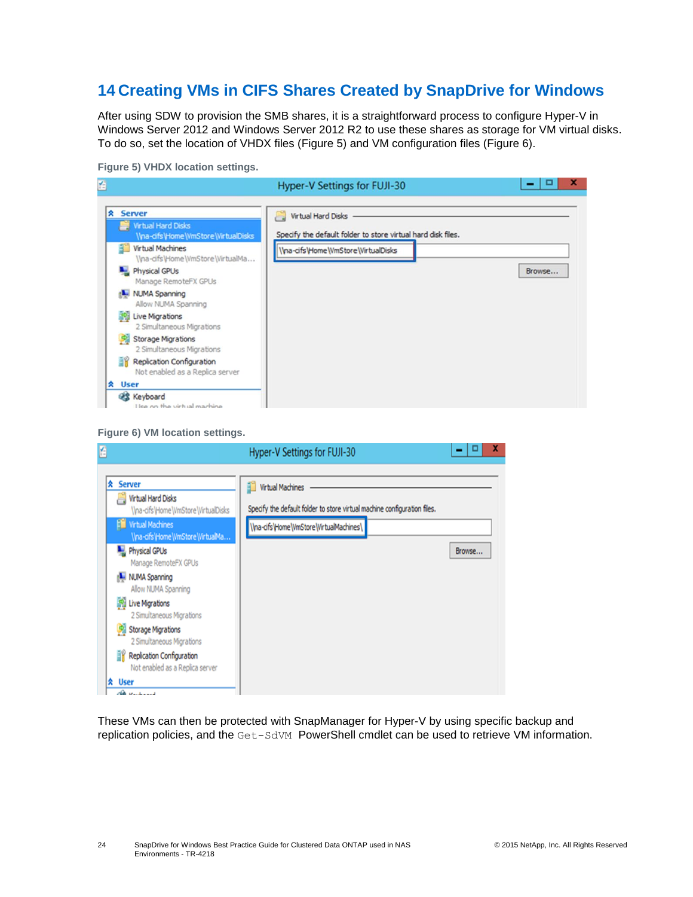# 14 Creating VMs in CIFS Shares Created by SnapDrive for Windows

After using SDW to provision the SMB shares, it is a straightforward process to configure Hyper-V in Windows Server 2012 and Windows Server 2012 R2 to use these shares as storage for VM virtual disks. To do so, set the location of VHDX files (Figure 5) and VM configuration files (Figure 6).

**Figure 5) VHDX location settings.**

**Figure 6) VM location settings.**

These VMs can then be protected with SnapManager for Hyper-V by using specific backup and replication policies, and the `Get-SdVM` PowerShell cmdlet can be used to retrieve VM information.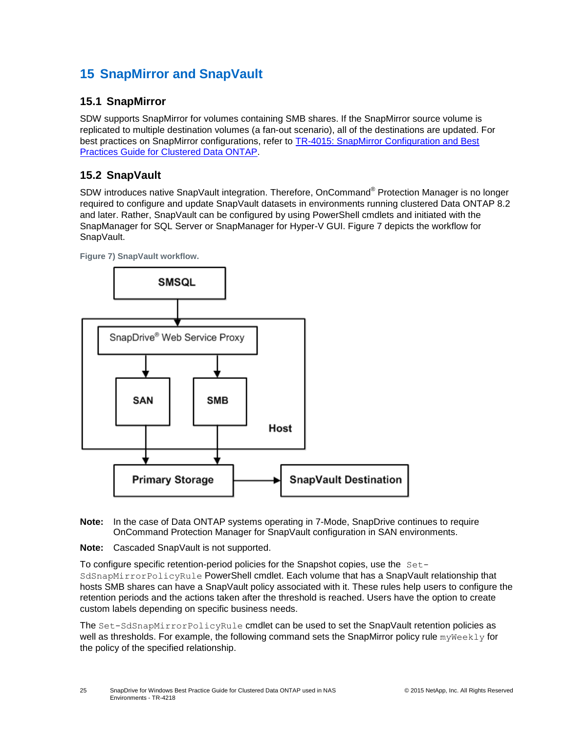# 15 SnapMirror and SnapVault

## 15.1 SnapMirror

SDW supports SnapMirror for volumes containing SMB shares. If the SnapMirror source volume is replicated to multiple destination volumes (a fan-out scenario), all of the destinations are updated. For best practices on SnapMirror configurations, refer to [TR-4015: SnapMirror Configuration and Best Practices Guide for Clustered Data ONTAP](#).

## 15.2 SnapVault

SDW introduces native SnapVault integration. Therefore, OnCommand® Protection Manager is no longer required to configure and update SnapVault datasets in environments running clustered Data ONTAP 8.2 and later. Rather, SnapVault can be configured by using PowerShell cmdlets and initiated with the SnapManager for SQL Server or SnapManager for Hyper-V GUI. Figure 7 depicts the workflow for SnapVault.

**Figure 7) SnapVault workflow.**

SMSQL → SnapDrive® Web Service Proxy → SAN / SMB (Host) → Primary Storage → SnapVault Destination

**Note:** In the case of Data ONTAP systems operating in 7-Mode, SnapDrive continues to require OnCommand Protection Manager for SnapVault configuration in SAN environments.

**Note:** Cascaded SnapVault is not supported.

To configure specific retention-period policies for the Snapshot copies, use the `Set-SdSnapMirrorPolicyRule` PowerShell cmdlet. Each volume that has a SnapVault relationship that hosts SMB shares can have a SnapVault policy associated with it. These rules help users to configure the retention periods and the actions taken after the threshold is reached. Users have the option to create custom labels depending on specific business needs.

The `Set-SdSnapMirrorPolicyRule` cmdlet can be used to set the SnapVault retention policies as well as thresholds. For example, the following command sets the SnapMirror policy rule `myWeekly` for the policy of the specified relationship.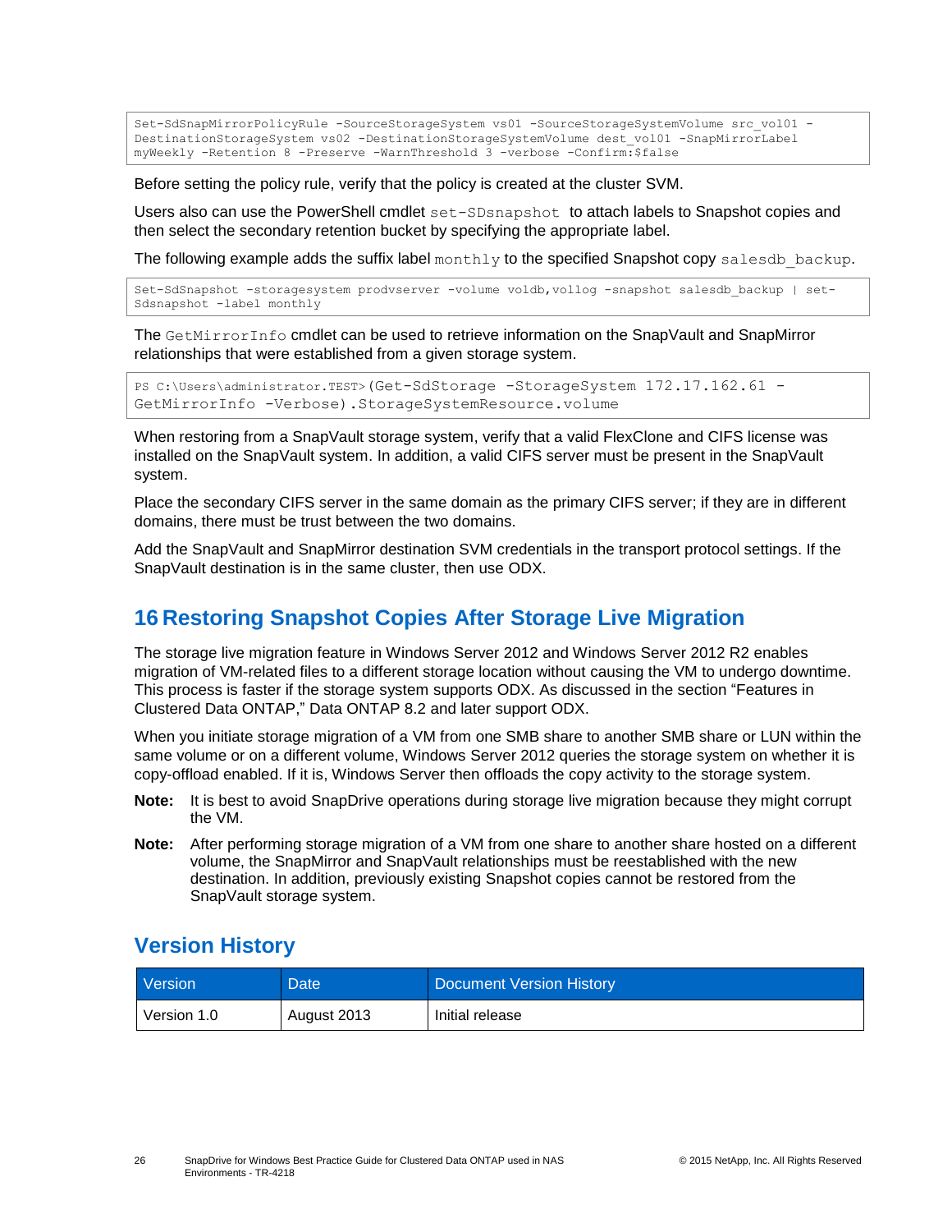```
Set-SdSnapMirrorPolicyRule -SourceStorageSystem vs01 -SourceStorageSystemVolume src_vol01 -
DestinationStorageSystem vs02 -DestinationStorageSystemVolume dest_vol01 -SnapMirrorLabel
myWeekly -Retention 8 -Preserve -WarnThreshold 3 -verbose -Confirm:$false
```

Before setting the policy rule, verify that the policy is created at the cluster SVM.

Users also can use the PowerShell cmdlet `set-SDsnapshot` to attach labels to Snapshot copies and then select the secondary retention bucket by specifying the appropriate label.

The following example adds the suffix label `monthly` to the specified Snapshot copy `salesdb_backup`.

```
Set-SdSnapshot -storagesystem prodvserver -volume voldb,vollog -snapshot salesdb_backup | set-
Sdsnapshot -label monthly
```

The `GetMirrorInfo` cmdlet can be used to retrieve information on the SnapVault and SnapMirror relationships that were established from a given storage system.

```
PS C:\Users\administrator.TEST>(Get-SdStorage -StorageSystem 172.17.162.61 -
GetMirrorInfo -Verbose).StorageSystemResource.volume
```

When restoring from a SnapVault storage system, verify that a valid FlexClone and CIFS license was installed on the SnapVault system. In addition, a valid CIFS server must be present in the SnapVault system.

Place the secondary CIFS server in the same domain as the primary CIFS server; if they are in different domains, there must be trust between the two domains.

Add the SnapVault and SnapMirror destination SVM credentials in the transport protocol settings. If the SnapVault destination is in the same cluster, then use ODX.

# 16 Restoring Snapshot Copies After Storage Live Migration

The storage live migration feature in Windows Server 2012 and Windows Server 2012 R2 enables migration of VM-related files to a different storage location without causing the VM to undergo downtime. This process is faster if the storage system supports ODX. As discussed in the section "Features in Clustered Data ONTAP," Data ONTAP 8.2 and later support ODX.

When you initiate storage migration of a VM from one SMB share to another SMB share or LUN within the same volume or on a different volume, Windows Server 2012 queries the storage system on whether it is copy-offload enabled. If it is, Windows Server then offloads the copy activity to the storage system.

**Note:** It is best to avoid SnapDrive operations during storage live migration because they might corrupt the VM.

**Note:** After performing storage migration of a VM from one share to another share hosted on a different volume, the SnapMirror and SnapVault relationships must be reestablished with the new destination. In addition, previously existing Snapshot copies cannot be restored from the SnapVault storage system.

# Version History

| Version | Date | Document Version History |
|---|---|---|
| Version 1.0 | August 2013 | Initial release |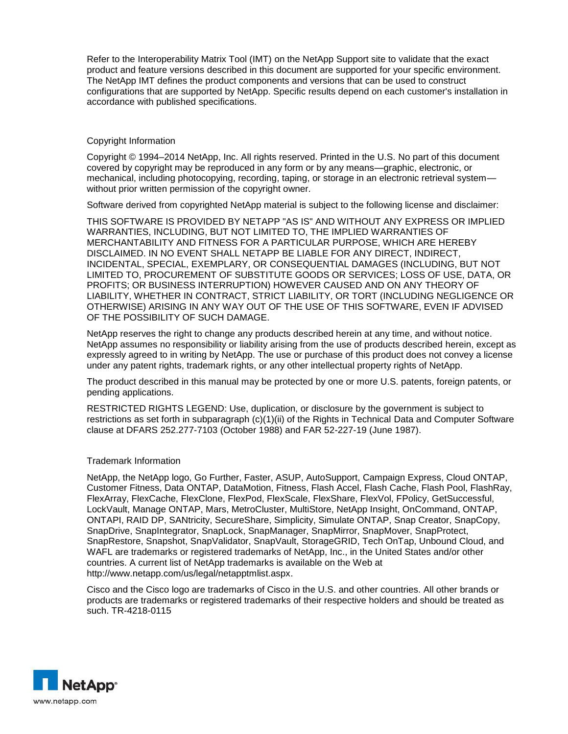Refer to the Interoperability Matrix Tool (IMT) on the NetApp Support site to validate that the exact product and feature versions described in this document are supported for your specific environment. The NetApp IMT defines the product components and versions that can be used to construct configurations that are supported by NetApp. Specific results depend on each customer's installation in accordance with published specifications.

Copyright Information

Copyright © 1994–2014 NetApp, Inc. All rights reserved. Printed in the U.S. No part of this document covered by copyright may be reproduced in any form or by any means—graphic, electronic, or mechanical, including photocopying, recording, taping, or storage in an electronic retrieval system—without prior written permission of the copyright owner.

Software derived from copyrighted NetApp material is subject to the following license and disclaimer:

THIS SOFTWARE IS PROVIDED BY NETAPP "AS IS" AND WITHOUT ANY EXPRESS OR IMPLIED WARRANTIES, INCLUDING, BUT NOT LIMITED TO, THE IMPLIED WARRANTIES OF MERCHANTABILITY AND FITNESS FOR A PARTICULAR PURPOSE, WHICH ARE HEREBY DISCLAIMED. IN NO EVENT SHALL NETAPP BE LIABLE FOR ANY DIRECT, INDIRECT, INCIDENTAL, SPECIAL, EXEMPLARY, OR CONSEQUENTIAL DAMAGES (INCLUDING, BUT NOT LIMITED TO, PROCUREMENT OF SUBSTITUTE GOODS OR SERVICES; LOSS OF USE, DATA, OR PROFITS; OR BUSINESS INTERRUPTION) HOWEVER CAUSED AND ON ANY THEORY OF LIABILITY, WHETHER IN CONTRACT, STRICT LIABILITY, OR TORT (INCLUDING NEGLIGENCE OR OTHERWISE) ARISING IN ANY WAY OUT OF THE USE OF THIS SOFTWARE, EVEN IF ADVISED OF THE POSSIBILITY OF SUCH DAMAGE.

NetApp reserves the right to change any products described herein at any time, and without notice. NetApp assumes no responsibility or liability arising from the use of products described herein, except as expressly agreed to in writing by NetApp. The use or purchase of this product does not convey a license under any patent rights, trademark rights, or any other intellectual property rights of NetApp.

The product described in this manual may be protected by one or more U.S. patents, foreign patents, or pending applications.

RESTRICTED RIGHTS LEGEND: Use, duplication, or disclosure by the government is subject to restrictions as set forth in subparagraph (c)(1)(ii) of the Rights in Technical Data and Computer Software clause at DFARS 252.277-7103 (October 1988) and FAR 52-227-19 (June 1987).

Trademark Information

NetApp, the NetApp logo, Go Further, Faster, ASUP, AutoSupport, Campaign Express, Cloud ONTAP, Customer Fitness, Data ONTAP, DataMotion, Fitness, Flash Accel, Flash Cache, Flash Pool, FlashRay, FlexArray, FlexCache, FlexClone, FlexPod, FlexScale, FlexShare, FlexVol, FPolicy, GetSuccessful, LockVault, Manage ONTAP, Mars, MetroCluster, MultiStore, NetApp Insight, OnCommand, ONTAP, ONTAPI, RAID DP, SANtricity, SecureShare, Simplicity, Simulate ONTAP, Snap Creator, SnapCopy, SnapDrive, SnapIntegrator, SnapLock, SnapManager, SnapMirror, SnapMover, SnapProtect, SnapRestore, Snapshot, SnapValidator, SnapVault, StorageGRID, Tech OnTap, Unbound Cloud, and WAFL are trademarks or registered trademarks of NetApp, Inc., in the United States and/or other countries. A current list of NetApp trademarks is available on the Web at http://www.netapp.com/us/legal/netapptmlist.aspx.

Cisco and the Cisco logo are trademarks of Cisco in the U.S. and other countries. All other brands or products are trademarks or registered trademarks of their respective holders and should be treated as such. TR-4218-0115

NetApp®

www.netapp.com